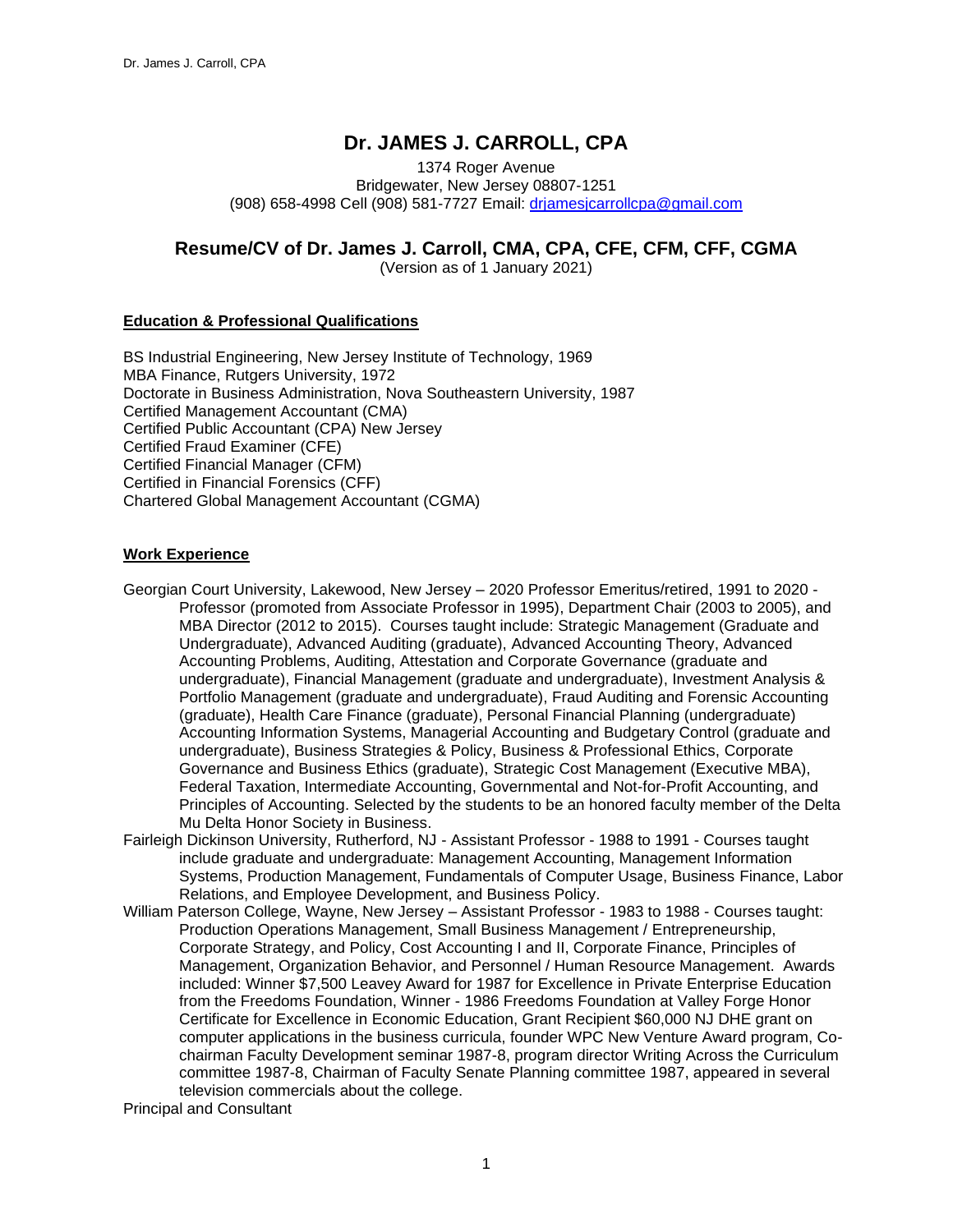# Dr. JAMES J. CARROLL, CPA

1374 Roger Avenue
Bridgewater, New Jersey 08807-1251
(908) 658-4998 Cell (908) 581-7727 Email: drjamesjcarrollcpa@gmail.com

## Resume/CV of Dr. James J. Carroll, CMA, CPA, CFE, CFM, CFF, CGMA

(Version as of 1 January 2021)

### Education & Professional Qualifications

BS Industrial Engineering, New Jersey Institute of Technology, 1969
MBA Finance, Rutgers University, 1972
Doctorate in Business Administration, Nova Southeastern University, 1987
Certified Management Accountant (CMA)
Certified Public Accountant (CPA) New Jersey
Certified Fraud Examiner (CFE)
Certified Financial Manager (CFM)
Certified in Financial Forensics (CFF)
Chartered Global Management Accountant (CGMA)

### Work Experience

Georgian Court University, Lakewood, New Jersey – 2020 Professor Emeritus/retired, 1991 to 2020 - Professor (promoted from Associate Professor in 1995), Department Chair (2003 to 2005), and MBA Director (2012 to 2015). Courses taught include: Strategic Management (Graduate and Undergraduate), Advanced Auditing (graduate), Advanced Accounting Theory, Advanced Accounting Problems, Auditing, Attestation and Corporate Governance (graduate and undergraduate), Financial Management (graduate and undergraduate), Investment Analysis & Portfolio Management (graduate and undergraduate), Fraud Auditing and Forensic Accounting (graduate), Health Care Finance (graduate), Personal Financial Planning (undergraduate) Accounting Information Systems, Managerial Accounting and Budgetary Control (graduate and undergraduate), Business Strategies & Policy, Business & Professional Ethics, Corporate Governance and Business Ethics (graduate), Strategic Cost Management (Executive MBA), Federal Taxation, Intermediate Accounting, Governmental and Not-for-Profit Accounting, and Principles of Accounting. Selected by the students to be an honored faculty member of the Delta Mu Delta Honor Society in Business.

Fairleigh Dickinson University, Rutherford, NJ - Assistant Professor - 1988 to 1991 - Courses taught include graduate and undergraduate: Management Accounting, Management Information Systems, Production Management, Fundamentals of Computer Usage, Business Finance, Labor Relations, and Employee Development, and Business Policy.

William Paterson College, Wayne, New Jersey – Assistant Professor - 1983 to 1988 - Courses taught: Production Operations Management, Small Business Management / Entrepreneurship, Corporate Strategy, and Policy, Cost Accounting I and II, Corporate Finance, Principles of Management, Organization Behavior, and Personnel / Human Resource Management. Awards included: Winner $7,500 Leavey Award for 1987 for Excellence in Private Enterprise Education from the Freedoms Foundation, Winner - 1986 Freedoms Foundation at Valley Forge Honor Certificate for Excellence in Economic Education, Grant Recipient $60,000 NJ DHE grant on computer applications in the business curricula, founder WPC New Venture Award program, Co-chairman Faculty Development seminar 1987-8, program director Writing Across the Curriculum committee 1987-8, Chairman of Faculty Senate Planning committee 1987, appeared in several television commercials about the college.

Principal and Consultant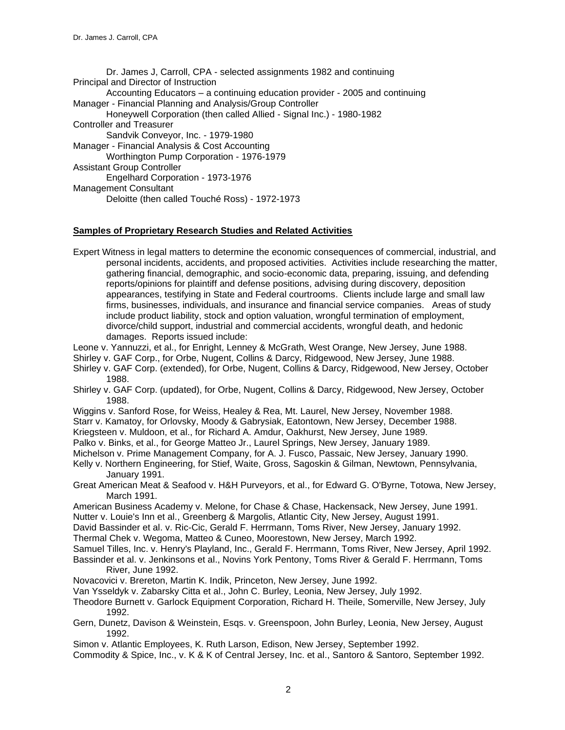Dr. James J, Carroll, CPA - selected assignments 1982 and continuing

Principal and Director of Instruction

Accounting Educators – a continuing education provider - 2005 and continuing

Manager - Financial Planning and Analysis/Group Controller

Honeywell Corporation (then called Allied - Signal Inc.) - 1980-1982

Controller and Treasurer

Sandvik Conveyor, Inc. - 1979-1980

Manager - Financial Analysis & Cost Accounting

Worthington Pump Corporation - 1976-1979

Assistant Group Controller

Engelhard Corporation - 1973-1976

Management Consultant

Deloitte (then called Touché Ross) - 1972-1973

**Samples of Proprietary Research Studies and Related Activities**

Expert Witness in legal matters to determine the economic consequences of commercial, industrial, and personal incidents, accidents, and proposed activities. Activities include researching the matter, gathering financial, demographic, and socio-economic data, preparing, issuing, and defending reports/opinions for plaintiff and defense positions, advising during discovery, deposition appearances, testifying in State and Federal courtrooms. Clients include large and small law firms, businesses, individuals, and insurance and financial service companies. Areas of study include product liability, stock and option valuation, wrongful termination of employment, divorce/child support, industrial and commercial accidents, wrongful death, and hedonic damages. Reports issued include:

Leone v. Yannuzzi, et al., for Enright, Lenney & McGrath, West Orange, New Jersey, June 1988.

Shirley v. GAF Corp., for Orbe, Nugent, Collins & Darcy, Ridgewood, New Jersey, June 1988.

Shirley v. GAF Corp. (extended), for Orbe, Nugent, Collins & Darcy, Ridgewood, New Jersey, October 1988.

Shirley v. GAF Corp. (updated), for Orbe, Nugent, Collins & Darcy, Ridgewood, New Jersey, October 1988.

Wiggins v. Sanford Rose, for Weiss, Healey & Rea, Mt. Laurel, New Jersey, November 1988.

Starr v. Kamatoy, for Orlovsky, Moody & Gabrysiak, Eatontown, New Jersey, December 1988.

Kriegsteen v. Muldoon, et al., for Richard A. Amdur, Oakhurst, New Jersey, June 1989.

Palko v. Binks, et al., for George Matteo Jr., Laurel Springs, New Jersey, January 1989.

Michelson v. Prime Management Company, for A. J. Fusco, Passaic, New Jersey, January 1990.

Kelly v. Northern Engineering, for Stief, Waite, Gross, Sagoskin & Gilman, Newtown, Pennsylvania, January 1991.

Great American Meat & Seafood v. H&H Purveyors, et al., for Edward G. O'Byrne, Totowa, New Jersey, March 1991.

American Business Academy v. Melone, for Chase & Chase, Hackensack, New Jersey, June 1991.

Nutter v. Louie's Inn et al., Greenberg & Margolis, Atlantic City, New Jersey, August 1991.

David Bassinder et al. v. Ric-Cic, Gerald F. Herrmann, Toms River, New Jersey, January 1992.

Thermal Chek v. Wegoma, Matteo & Cuneo, Moorestown, New Jersey, March 1992.

Samuel Tilles, Inc. v. Henry's Playland, Inc., Gerald F. Herrmann, Toms River, New Jersey, April 1992.

Bassinder et al. v. Jenkinsons et al., Novins York Pentony, Toms River & Gerald F. Herrmann, Toms River, June 1992.

Novacovici v. Brereton, Martin K. Indik, Princeton, New Jersey, June 1992.

Van Ysseldyk v. Zabarsky Citta et al., John C. Burley, Leonia, New Jersey, July 1992.

Theodore Burnett v. Garlock Equipment Corporation, Richard H. Theile, Somerville, New Jersey, July 1992.

Gern, Dunetz, Davison & Weinstein, Esqs. v. Greenspoon, John Burley, Leonia, New Jersey, August 1992.

Simon v. Atlantic Employees, K. Ruth Larson, Edison, New Jersey, September 1992.

Commodity & Spice, Inc., v. K & K of Central Jersey, Inc. et al., Santoro & Santoro, September 1992.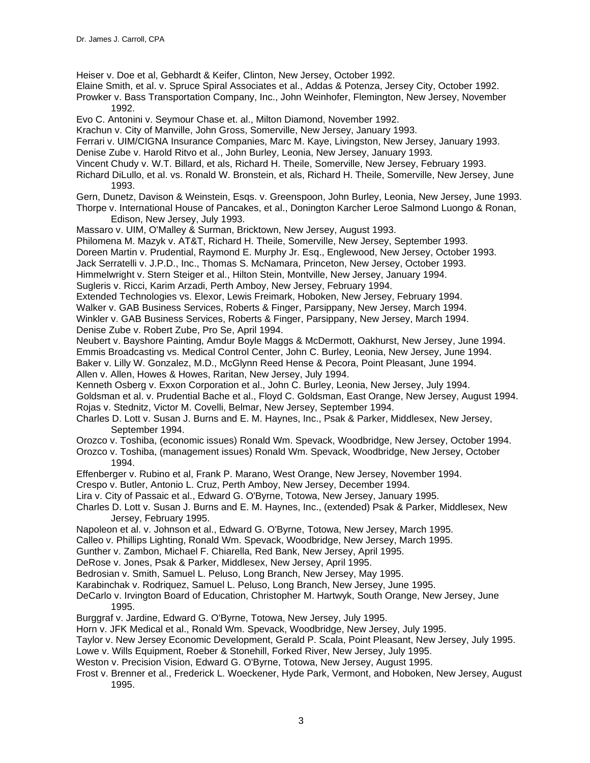Heiser v. Doe et al, Gebhardt & Keifer, Clinton, New Jersey, October 1992.

Elaine Smith, et al. v. Spruce Spiral Associates et al., Addas & Potenza, Jersey City, October 1992.

Prowker v. Bass Transportation Company, Inc., John Weinhofer, Flemington, New Jersey, November 1992.

Evo C. Antonini v. Seymour Chase et. al., Milton Diamond, November 1992.

Krachun v. City of Manville, John Gross, Somerville, New Jersey, January 1993.

Ferrari v. UIM/CIGNA Insurance Companies, Marc M. Kaye, Livingston, New Jersey, January 1993.

Denise Zube v. Harold Ritvo et al., John Burley, Leonia, New Jersey, January 1993.

Vincent Chudy v. W.T. Billard, et als, Richard H. Theile, Somerville, New Jersey, February 1993.

Richard DiLullo, et al. vs. Ronald W. Bronstein, et als, Richard H. Theile, Somerville, New Jersey, June 1993.

Gern, Dunetz, Davison & Weinstein, Esqs. v. Greenspoon, John Burley, Leonia, New Jersey, June 1993.

Thorpe v. International House of Pancakes, et al., Donington Karcher Leroe Salmond Luongo & Ronan, Edison, New Jersey, July 1993.

Massaro v. UIM, O'Malley & Surman, Bricktown, New Jersey, August 1993.

Philomena M. Mazyk v. AT&T, Richard H. Theile, Somerville, New Jersey, September 1993.

Doreen Martin v. Prudential, Raymond E. Murphy Jr. Esq., Englewood, New Jersey, October 1993.

Jack Serratelli v. J.P.D., Inc., Thomas S. McNamara, Princeton, New Jersey, October 1993.

Himmelwright v. Stern Steiger et al., Hilton Stein, Montville, New Jersey, January 1994.

Sugleris v. Ricci, Karim Arzadi, Perth Amboy, New Jersey, February 1994.

Extended Technologies vs. Elexor, Lewis Freimark, Hoboken, New Jersey, February 1994.

Walker v. GAB Business Services, Roberts & Finger, Parsippany, New Jersey, March 1994.

Winkler v. GAB Business Services, Roberts & Finger, Parsippany, New Jersey, March 1994.

Denise Zube v. Robert Zube, Pro Se, April 1994.

Neubert v. Bayshore Painting, Amdur Boyle Maggs & McDermott, Oakhurst, New Jersey, June 1994.

Emmis Broadcasting vs. Medical Control Center, John C. Burley, Leonia, New Jersey, June 1994.

Baker v. Lilly W. Gonzalez, M.D., McGlynn Reed Hense & Pecora, Point Pleasant, June 1994.

Allen v. Allen, Howes & Howes, Raritan, New Jersey, July 1994.

Kenneth Osberg v. Exxon Corporation et al., John C. Burley, Leonia, New Jersey, July 1994.

Goldsman et al. v. Prudential Bache et al., Floyd C. Goldsman, East Orange, New Jersey, August 1994.

Rojas v. Stednitz, Victor M. Covelli, Belmar, New Jersey, September 1994.

Charles D. Lott v. Susan J. Burns and E. M. Haynes, Inc., Psak & Parker, Middlesex, New Jersey, September 1994.

Orozco v. Toshiba, (economic issues) Ronald Wm. Spevack, Woodbridge, New Jersey, October 1994.

Orozco v. Toshiba, (management issues) Ronald Wm. Spevack, Woodbridge, New Jersey, October 1994.

Effenberger v. Rubino et al, Frank P. Marano, West Orange, New Jersey, November 1994.

Crespo v. Butler, Antonio L. Cruz, Perth Amboy, New Jersey, December 1994.

Lira v. City of Passaic et al., Edward G. O'Byrne, Totowa, New Jersey, January 1995.

Charles D. Lott v. Susan J. Burns and E. M. Haynes, Inc., (extended) Psak & Parker, Middlesex, New Jersey, February 1995.

Napoleon et al. v. Johnson et al., Edward G. O'Byrne, Totowa, New Jersey, March 1995.

Calleo v. Phillips Lighting, Ronald Wm. Spevack, Woodbridge, New Jersey, March 1995.

Gunther v. Zambon, Michael F. Chiarella, Red Bank, New Jersey, April 1995.

DeRose v. Jones, Psak & Parker, Middlesex, New Jersey, April 1995.

Bedrosian v. Smith, Samuel L. Peluso, Long Branch, New Jersey, May 1995.

Karabinchak v. Rodriquez, Samuel L. Peluso, Long Branch, New Jersey, June 1995.

DeCarlo v. Irvington Board of Education, Christopher M. Hartwyk, South Orange, New Jersey, June 1995.

Burggraf v. Jardine, Edward G. O'Byrne, Totowa, New Jersey, July 1995.

Horn v. JFK Medical et al., Ronald Wm. Spevack, Woodbridge, New Jersey, July 1995.

Taylor v. New Jersey Economic Development, Gerald P. Scala, Point Pleasant, New Jersey, July 1995.

Lowe v. Wills Equipment, Roeber & Stonehill, Forked River, New Jersey, July 1995.

Weston v. Precision Vision, Edward G. O'Byrne, Totowa, New Jersey, August 1995.

Frost v. Brenner et al., Frederick L. Woeckener, Hyde Park, Vermont, and Hoboken, New Jersey, August 1995.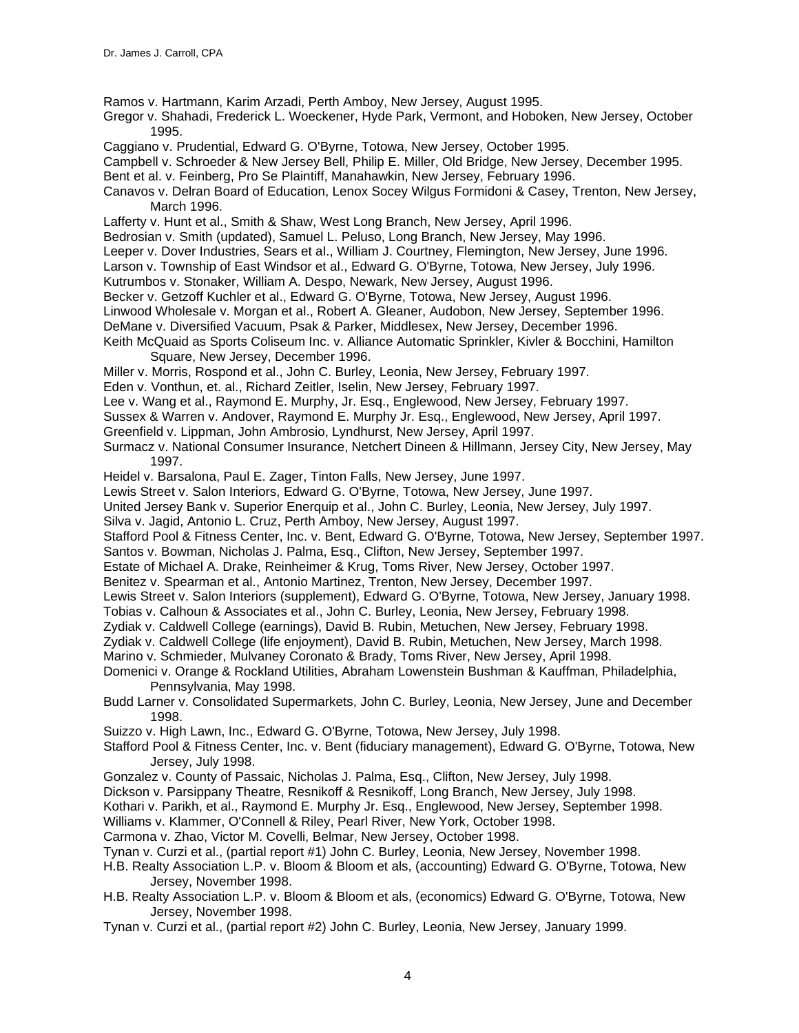Ramos v. Hartmann, Karim Arzadi, Perth Amboy, New Jersey, August 1995.

Gregor v. Shahadi, Frederick L. Woeckener, Hyde Park, Vermont, and Hoboken, New Jersey, October 1995.

Caggiano v. Prudential, Edward G. O'Byrne, Totowa, New Jersey, October 1995.

Campbell v. Schroeder & New Jersey Bell, Philip E. Miller, Old Bridge, New Jersey, December 1995.

Bent et al. v. Feinberg, Pro Se Plaintiff, Manahawkin, New Jersey, February 1996.

Canavos v. Delran Board of Education, Lenox Socey Wilgus Formidoni & Casey, Trenton, New Jersey, March 1996.

Lafferty v. Hunt et al., Smith & Shaw, West Long Branch, New Jersey, April 1996.

Bedrosian v. Smith (updated), Samuel L. Peluso, Long Branch, New Jersey, May 1996.

Leeper v. Dover Industries, Sears et al., William J. Courtney, Flemington, New Jersey, June 1996.

Larson v. Township of East Windsor et al., Edward G. O'Byrne, Totowa, New Jersey, July 1996.

Kutrumbos v. Stonaker, William A. Despo, Newark, New Jersey, August 1996.

Becker v. Getzoff Kuchler et al., Edward G. O'Byrne, Totowa, New Jersey, August 1996.

Linwood Wholesale v. Morgan et al., Robert A. Gleaner, Audobon, New Jersey, September 1996.

DeMane v. Diversified Vacuum, Psak & Parker, Middlesex, New Jersey, December 1996.

Keith McQuaid as Sports Coliseum Inc. v. Alliance Automatic Sprinkler, Kivler & Bocchini, Hamilton Square, New Jersey, December 1996.

Miller v. Morris, Rospond et al., John C. Burley, Leonia, New Jersey, February 1997.

Eden v. Vonthun, et. al., Richard Zeitler, Iselin, New Jersey, February 1997.

Lee v. Wang et al., Raymond E. Murphy, Jr. Esq., Englewood, New Jersey, February 1997.

Sussex & Warren v. Andover, Raymond E. Murphy Jr. Esq., Englewood, New Jersey, April 1997.

Greenfield v. Lippman, John Ambrosio, Lyndhurst, New Jersey, April 1997.

Surmacz v. National Consumer Insurance, Netchert Dineen & Hillmann, Jersey City, New Jersey, May 1997.

Heidel v. Barsalona, Paul E. Zager, Tinton Falls, New Jersey, June 1997.

Lewis Street v. Salon Interiors, Edward G. O'Byrne, Totowa, New Jersey, June 1997.

United Jersey Bank v. Superior Enerquip et al., John C. Burley, Leonia, New Jersey, July 1997.

Silva v. Jagid, Antonio L. Cruz, Perth Amboy, New Jersey, August 1997.

Stafford Pool & Fitness Center, Inc. v. Bent, Edward G. O'Byrne, Totowa, New Jersey, September 1997.

Santos v. Bowman, Nicholas J. Palma, Esq., Clifton, New Jersey, September 1997.

Estate of Michael A. Drake, Reinheimer & Krug, Toms River, New Jersey, October 1997.

Benitez v. Spearman et al., Antonio Martinez, Trenton, New Jersey, December 1997.

Lewis Street v. Salon Interiors (supplement), Edward G. O'Byrne, Totowa, New Jersey, January 1998.

Tobias v. Calhoun & Associates et al., John C. Burley, Leonia, New Jersey, February 1998.

Zydiak v. Caldwell College (earnings), David B. Rubin, Metuchen, New Jersey, February 1998.

Zydiak v. Caldwell College (life enjoyment), David B. Rubin, Metuchen, New Jersey, March 1998.

Marino v. Schmieder, Mulvaney Coronato & Brady, Toms River, New Jersey, April 1998.

Domenici v. Orange & Rockland Utilities, Abraham Lowenstein Bushman & Kauffman, Philadelphia, Pennsylvania, May 1998.

Budd Larner v. Consolidated Supermarkets, John C. Burley, Leonia, New Jersey, June and December 1998.

Suizzo v. High Lawn, Inc., Edward G. O'Byrne, Totowa, New Jersey, July 1998.

Stafford Pool & Fitness Center, Inc. v. Bent (fiduciary management), Edward G. O'Byrne, Totowa, New Jersey, July 1998.

Gonzalez v. County of Passaic, Nicholas J. Palma, Esq., Clifton, New Jersey, July 1998.

Dickson v. Parsippany Theatre, Resnikoff & Resnikoff, Long Branch, New Jersey, July 1998.

Kothari v. Parikh, et al., Raymond E. Murphy Jr. Esq., Englewood, New Jersey, September 1998.

Williams v. Klammer, O'Connell & Riley, Pearl River, New York, October 1998.

Carmona v. Zhao, Victor M. Covelli, Belmar, New Jersey, October 1998.

Tynan v. Curzi et al., (partial report #1) John C. Burley, Leonia, New Jersey, November 1998.

H.B. Realty Association L.P. v. Bloom & Bloom et als, (accounting) Edward G. O'Byrne, Totowa, New Jersey, November 1998.

H.B. Realty Association L.P. v. Bloom & Bloom et als, (economics) Edward G. O'Byrne, Totowa, New Jersey, November 1998.

Tynan v. Curzi et al., (partial report #2) John C. Burley, Leonia, New Jersey, January 1999.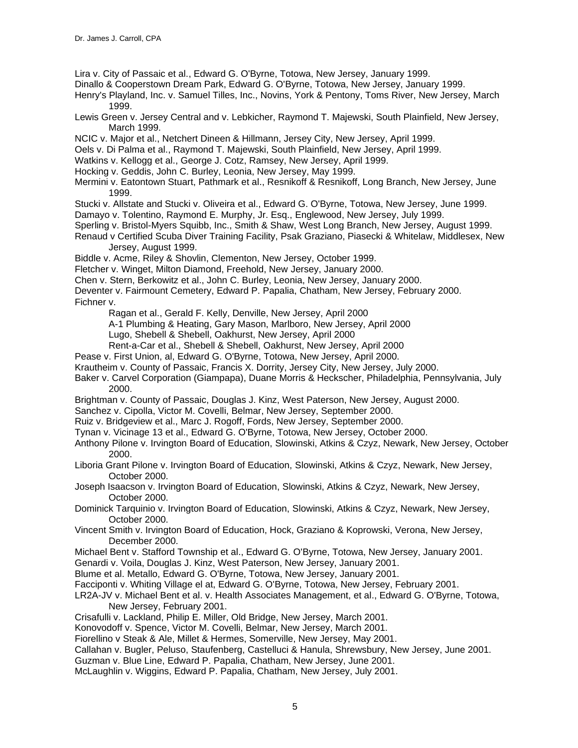Lira v. City of Passaic et al., Edward G. O'Byrne, Totowa, New Jersey, January 1999.

Dinallo & Cooperstown Dream Park, Edward G. O'Byrne, Totowa, New Jersey, January 1999.

Henry's Playland, Inc. v. Samuel Tilles, Inc., Novins, York & Pentony, Toms River, New Jersey, March 1999.

Lewis Green v. Jersey Central and v. Lebkicher, Raymond T. Majewski, South Plainfield, New Jersey, March 1999.

NCIC v. Major et al., Netchert Dineen & Hillmann, Jersey City, New Jersey, April 1999.

Oels v. Di Palma et al., Raymond T. Majewski, South Plainfield, New Jersey, April 1999.

Watkins v. Kellogg et al., George J. Cotz, Ramsey, New Jersey, April 1999.

Hocking v. Geddis, John C. Burley, Leonia, New Jersey, May 1999.

Mermini v. Eatontown Stuart, Pathmark et al., Resnikoff & Resnikoff, Long Branch, New Jersey, June 1999.

Stucki v. Allstate and Stucki v. Oliveira et al., Edward G. O'Byrne, Totowa, New Jersey, June 1999.

Damayo v. Tolentino, Raymond E. Murphy, Jr. Esq., Englewood, New Jersey, July 1999.

Sperling v. Bristol-Myers Squibb, Inc., Smith & Shaw, West Long Branch, New Jersey, August 1999.

Renaud v Certified Scuba Diver Training Facility, Psak Graziano, Piasecki & Whitelaw, Middlesex, New Jersey, August 1999.

Biddle v. Acme, Riley & Shovlin, Clementon, New Jersey, October 1999.

Fletcher v. Winget, Milton Diamond, Freehold, New Jersey, January 2000.

Chen v. Stern, Berkowitz et al., John C. Burley, Leonia, New Jersey, January 2000.

Deventer v. Fairmount Cemetery, Edward P. Papalia, Chatham, New Jersey, February 2000.

Fichner v.

- Ragan et al., Gerald F. Kelly, Denville, New Jersey, April 2000
- A-1 Plumbing & Heating, Gary Mason, Marlboro, New Jersey, April 2000
- Lugo, Shebell & Shebell, Oakhurst, New Jersey, April 2000
- Rent-a-Car et al., Shebell & Shebell, Oakhurst, New Jersey, April 2000

Pease v. First Union, al, Edward G. O'Byrne, Totowa, New Jersey, April 2000.

Krautheim v. County of Passaic, Francis X. Dorrity, Jersey City, New Jersey, July 2000.

Baker v. Carvel Corporation (Giampapa), Duane Morris & Heckscher, Philadelphia, Pennsylvania, July 2000.

Brightman v. County of Passaic, Douglas J. Kinz, West Paterson, New Jersey, August 2000.

Sanchez v. Cipolla, Victor M. Covelli, Belmar, New Jersey, September 2000.

Ruiz v. Bridgeview et al., Marc J. Rogoff, Fords, New Jersey, September 2000.

Tynan v. Vicinage 13 et al., Edward G. O'Byrne, Totowa, New Jersey, October 2000.

Anthony Pilone v. Irvington Board of Education, Slowinski, Atkins & Czyz, Newark, New Jersey, October 2000.

Liboria Grant Pilone v. Irvington Board of Education, Slowinski, Atkins & Czyz, Newark, New Jersey, October 2000.

Joseph Isaacson v. Irvington Board of Education, Slowinski, Atkins & Czyz, Newark, New Jersey, October 2000.

Dominick Tarquinio v. Irvington Board of Education, Slowinski, Atkins & Czyz, Newark, New Jersey, October 2000.

Vincent Smith v. Irvington Board of Education, Hock, Graziano & Koprowski, Verona, New Jersey, December 2000.

Michael Bent v. Stafford Township et al., Edward G. O'Byrne, Totowa, New Jersey, January 2001.

Genardi v. Voila, Douglas J. Kinz, West Paterson, New Jersey, January 2001.

Blume et al. Metallo, Edward G. O'Byrne, Totowa, New Jersey, January 2001.

Facciponti v. Whiting Village el at, Edward G. O'Byrne, Totowa, New Jersey, February 2001.

LR2A-JV v. Michael Bent et al. v. Health Associates Management, et al., Edward G. O'Byrne, Totowa, New Jersey, February 2001.

Crisafulli v. Lackland, Philip E. Miller, Old Bridge, New Jersey, March 2001.

Konovodoff v. Spence, Victor M. Covelli, Belmar, New Jersey, March 2001.

Fiorellino v Steak & Ale, Millet & Hermes, Somerville, New Jersey, May 2001.

Callahan v. Bugler, Peluso, Staufenberg, Castelluci & Hanula, Shrewsbury, New Jersey, June 2001.

Guzman v. Blue Line, Edward P. Papalia, Chatham, New Jersey, June 2001.

McLaughlin v. Wiggins, Edward P. Papalia, Chatham, New Jersey, July 2001.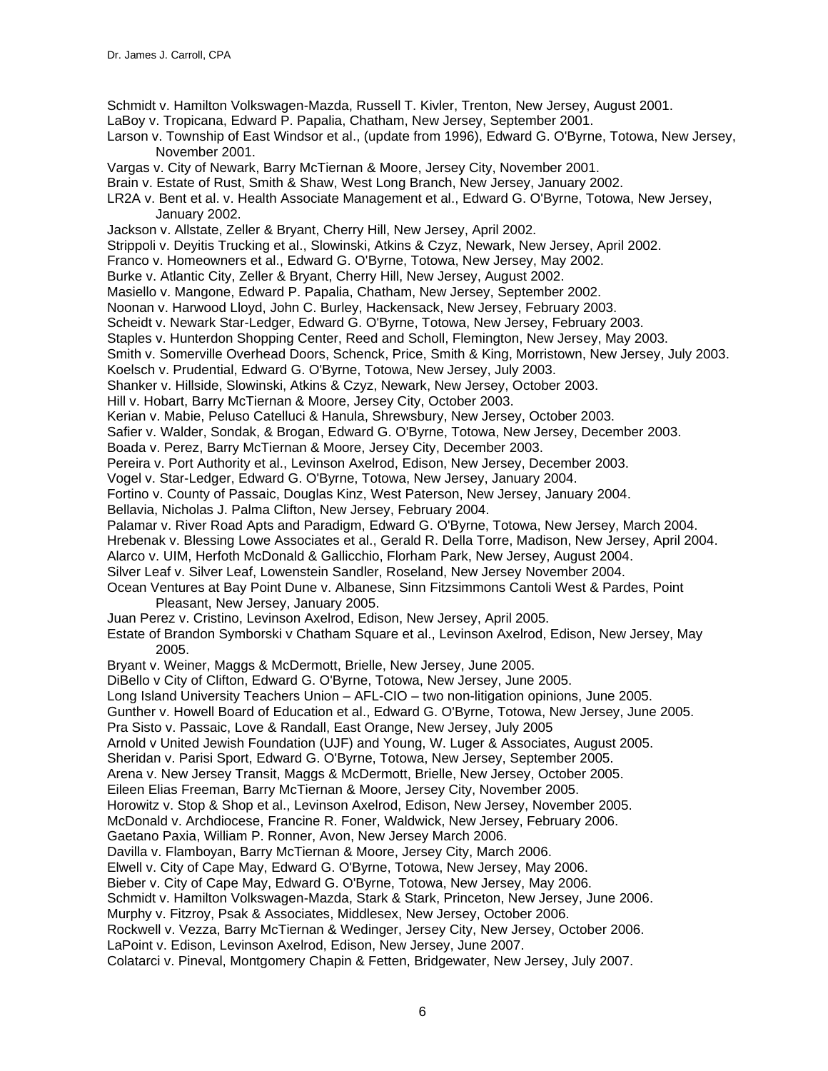Schmidt v. Hamilton Volkswagen-Mazda, Russell T. Kivler, Trenton, New Jersey, August 2001.
LaBoy v. Tropicana, Edward P. Papalia, Chatham, New Jersey, September 2001.
Larson v. Township of East Windsor et al., (update from 1996), Edward G. O'Byrne, Totowa, New Jersey, November 2001.
Vargas v. City of Newark, Barry McTiernan & Moore, Jersey City, November 2001.
Brain v. Estate of Rust, Smith & Shaw, West Long Branch, New Jersey, January 2002.
LR2A v. Bent et al. v. Health Associate Management et al., Edward G. O'Byrne, Totowa, New Jersey, January 2002.
Jackson v. Allstate, Zeller & Bryant, Cherry Hill, New Jersey, April 2002.
Strippoli v. Deyitis Trucking et al., Slowinski, Atkins & Czyz, Newark, New Jersey, April 2002.
Franco v. Homeowners et al., Edward G. O'Byrne, Totowa, New Jersey, May 2002.
Burke v. Atlantic City, Zeller & Bryant, Cherry Hill, New Jersey, August 2002.
Masiello v. Mangone, Edward P. Papalia, Chatham, New Jersey, September 2002.
Noonan v. Harwood Lloyd, John C. Burley, Hackensack, New Jersey, February 2003.
Scheidt v. Newark Star-Ledger, Edward G. O'Byrne, Totowa, New Jersey, February 2003.
Staples v. Hunterdon Shopping Center, Reed and Scholl, Flemington, New Jersey, May 2003.
Smith v. Somerville Overhead Doors, Schenck, Price, Smith & King, Morristown, New Jersey, July 2003.
Koelsch v. Prudential, Edward G. O'Byrne, Totowa, New Jersey, July 2003.
Shanker v. Hillside, Slowinski, Atkins & Czyz, Newark, New Jersey, October 2003.
Hill v. Hobart, Barry McTiernan & Moore, Jersey City, October 2003.
Kerian v. Mabie, Peluso Catelluci & Hanula, Shrewsbury, New Jersey, October 2003.
Safier v. Walder, Sondak, & Brogan, Edward G. O'Byrne, Totowa, New Jersey, December 2003.
Boada v. Perez, Barry McTiernan & Moore, Jersey City, December 2003.
Pereira v. Port Authority et al., Levinson Axelrod, Edison, New Jersey, December 2003.
Vogel v. Star-Ledger, Edward G. O'Byrne, Totowa, New Jersey, January 2004.
Fortino v. County of Passaic, Douglas Kinz, West Paterson, New Jersey, January 2004.
Bellavia, Nicholas J. Palma Clifton, New Jersey, February 2004.
Palamar v. River Road Apts and Paradigm, Edward G. O'Byrne, Totowa, New Jersey, March 2004.
Hrebenak v. Blessing Lowe Associates et al., Gerald R. Della Torre, Madison, New Jersey, April 2004.
Alarco v. UIM, Herfoth McDonald & Gallicchio, Florham Park, New Jersey, August 2004.
Silver Leaf v. Silver Leaf, Lowenstein Sandler, Roseland, New Jersey November 2004.
Ocean Ventures at Bay Point Dune v. Albanese, Sinn Fitzsimmons Cantoli West & Pardes, Point Pleasant, New Jersey, January 2005.
Juan Perez v. Cristino, Levinson Axelrod, Edison, New Jersey, April 2005.
Estate of Brandon Symborski v Chatham Square et al., Levinson Axelrod, Edison, New Jersey, May 2005.
Bryant v. Weiner, Maggs & McDermott, Brielle, New Jersey, June 2005.
DiBello v City of Clifton, Edward G. O'Byrne, Totowa, New Jersey, June 2005.
Long Island University Teachers Union – AFL-CIO – two non-litigation opinions, June 2005.
Gunther v. Howell Board of Education et al., Edward G. O'Byrne, Totowa, New Jersey, June 2005.
Pra Sisto v. Passaic, Love & Randall, East Orange, New Jersey, July 2005
Arnold v United Jewish Foundation (UJF) and Young, W. Luger & Associates, August 2005.
Sheridan v. Parisi Sport, Edward G. O'Byrne, Totowa, New Jersey, September 2005.
Arena v. New Jersey Transit, Maggs & McDermott, Brielle, New Jersey, October 2005.
Eileen Elias Freeman, Barry McTiernan & Moore, Jersey City, November 2005.
Horowitz v. Stop & Shop et al., Levinson Axelrod, Edison, New Jersey, November 2005.
McDonald v. Archdiocese, Francine R. Foner, Waldwick, New Jersey, February 2006.
Gaetano Paxia, William P. Ronner, Avon, New Jersey March 2006.
Davilla v. Flamboyan, Barry McTiernan & Moore, Jersey City, March 2006.
Elwell v. City of Cape May, Edward G. O'Byrne, Totowa, New Jersey, May 2006.
Bieber v. City of Cape May, Edward G. O'Byrne, Totowa, New Jersey, May 2006.
Schmidt v. Hamilton Volkswagen-Mazda, Stark & Stark, Princeton, New Jersey, June 2006.
Murphy v. Fitzroy, Psak & Associates, Middlesex, New Jersey, October 2006.
Rockwell v. Vezza, Barry McTiernan & Wedinger, Jersey City, New Jersey, October 2006.
LaPoint v. Edison, Levinson Axelrod, Edison, New Jersey, June 2007.
Colatarci v. Pineval, Montgomery Chapin & Fetten, Bridgewater, New Jersey, July 2007.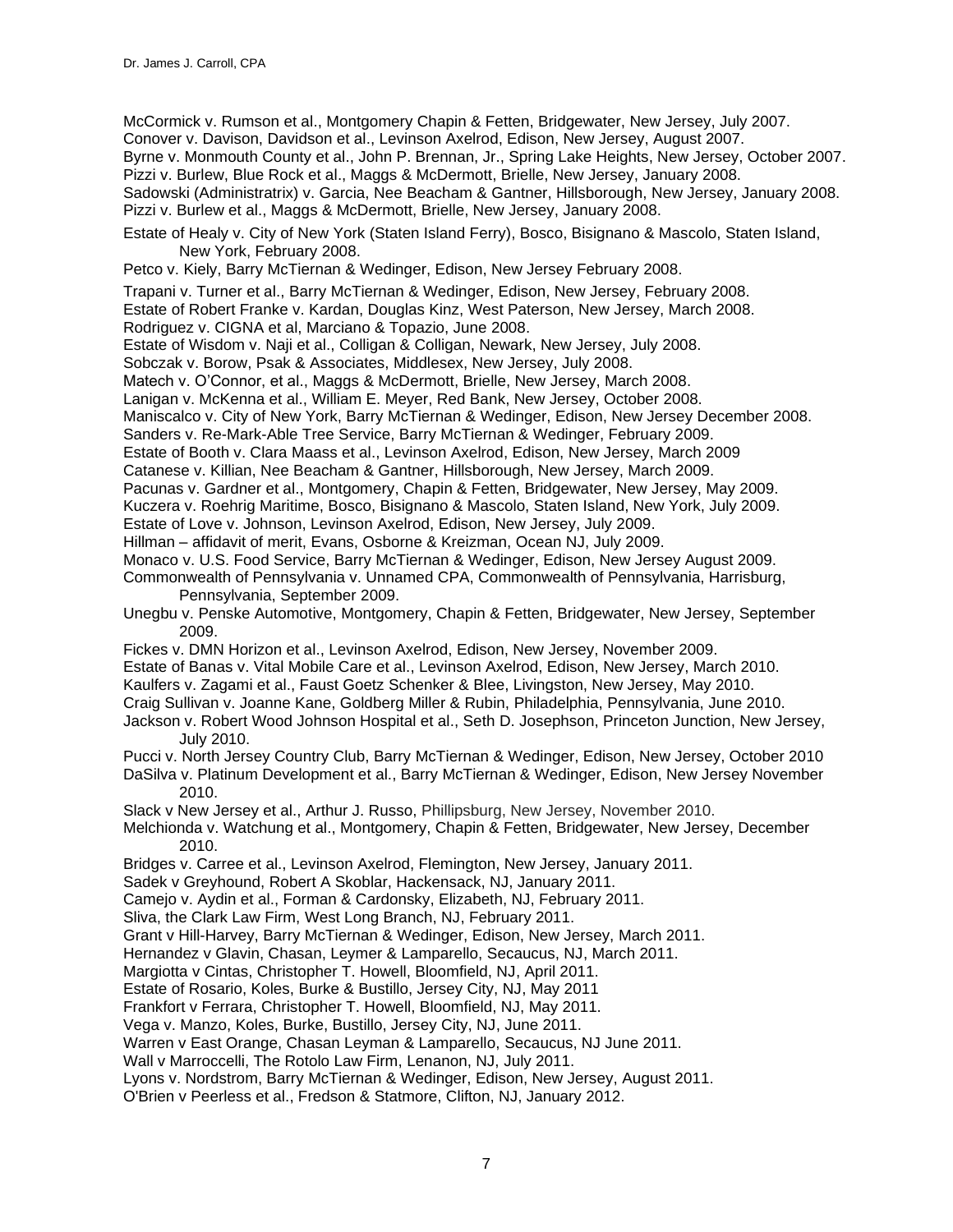McCormick v. Rumson et al., Montgomery Chapin & Fetten, Bridgewater, New Jersey, July 2007.
Conover v. Davison, Davidson et al., Levinson Axelrod, Edison, New Jersey, August 2007.
Byrne v. Monmouth County et al., John P. Brennan, Jr., Spring Lake Heights, New Jersey, October 2007.
Pizzi v. Burlew, Blue Rock et al., Maggs & McDermott, Brielle, New Jersey, January 2008.
Sadowski (Administratrix) v. Garcia, Nee Beacham & Gantner, Hillsborough, New Jersey, January 2008.
Pizzi v. Burlew et al., Maggs & McDermott, Brielle, New Jersey, January 2008.
Estate of Healy v. City of New York (Staten Island Ferry), Bosco, Bisignano & Mascolo, Staten Island, New York, February 2008.
Petco v. Kiely, Barry McTiernan & Wedinger, Edison, New Jersey February 2008.
Trapani v. Turner et al., Barry McTiernan & Wedinger, Edison, New Jersey, February 2008.
Estate of Robert Franke v. Kardan, Douglas Kinz, West Paterson, New Jersey, March 2008.
Rodriguez v. CIGNA et al, Marciano & Topazio, June 2008.
Estate of Wisdom v. Naji et al., Colligan & Colligan, Newark, New Jersey, July 2008.
Sobczak v. Borow, Psak & Associates, Middlesex, New Jersey, July 2008.
Matech v. O'Connor, et al., Maggs & McDermott, Brielle, New Jersey, March 2008.
Lanigan v. McKenna et al., William E. Meyer, Red Bank, New Jersey, October 2008.
Maniscalco v. City of New York, Barry McTiernan & Wedinger, Edison, New Jersey December 2008.
Sanders v. Re-Mark-Able Tree Service, Barry McTiernan & Wedinger, February 2009.
Estate of Booth v. Clara Maass et al., Levinson Axelrod, Edison, New Jersey, March 2009
Catanese v. Killian, Nee Beacham & Gantner, Hillsborough, New Jersey, March 2009.
Pacunas v. Gardner et al., Montgomery, Chapin & Fetten, Bridgewater, New Jersey, May 2009.
Kuczera v. Roehrig Maritime, Bosco, Bisignano & Mascolo, Staten Island, New York, July 2009.
Estate of Love v. Johnson, Levinson Axelrod, Edison, New Jersey, July 2009.
Hillman – affidavit of merit, Evans, Osborne & Kreizman, Ocean NJ, July 2009.
Monaco v. U.S. Food Service, Barry McTiernan & Wedinger, Edison, New Jersey August 2009.
Commonwealth of Pennsylvania v. Unnamed CPA, Commonwealth of Pennsylvania, Harrisburg, Pennsylvania, September 2009.
Unegbu v. Penske Automotive, Montgomery, Chapin & Fetten, Bridgewater, New Jersey, September 2009.
Fickes v. DMN Horizon et al., Levinson Axelrod, Edison, New Jersey, November 2009.
Estate of Banas v. Vital Mobile Care et al., Levinson Axelrod, Edison, New Jersey, March 2010.
Kaulfers v. Zagami et al., Faust Goetz Schenker & Blee, Livingston, New Jersey, May 2010.
Craig Sullivan v. Joanne Kane, Goldberg Miller & Rubin, Philadelphia, Pennsylvania, June 2010.
Jackson v. Robert Wood Johnson Hospital et al., Seth D. Josephson, Princeton Junction, New Jersey, July 2010.
Pucci v. North Jersey Country Club, Barry McTiernan & Wedinger, Edison, New Jersey, October 2010
DaSilva v. Platinum Development et al., Barry McTiernan & Wedinger, Edison, New Jersey November 2010.
Slack v New Jersey et al., Arthur J. Russo, Phillipsburg, New Jersey, November 2010.
Melchionda v. Watchung et al., Montgomery, Chapin & Fetten, Bridgewater, New Jersey, December 2010.
Bridges v. Carree et al., Levinson Axelrod, Flemington, New Jersey, January 2011.
Sadek v Greyhound, Robert A Skoblar, Hackensack, NJ, January 2011.
Camejo v. Aydin et al., Forman & Cardonsky, Elizabeth, NJ, February 2011.
Sliva, the Clark Law Firm, West Long Branch, NJ, February 2011.
Grant v Hill-Harvey, Barry McTiernan & Wedinger, Edison, New Jersey, March 2011.
Hernandez v Glavin, Chasan, Leymer & Lamparello, Secaucus, NJ, March 2011.
Margiotta v Cintas, Christopher T. Howell, Bloomfield, NJ, April 2011.
Estate of Rosario, Koles, Burke & Bustillo, Jersey City, NJ, May 2011
Frankfort v Ferrara, Christopher T. Howell, Bloomfield, NJ, May 2011.
Vega v. Manzo, Koles, Burke, Bustillo, Jersey City, NJ, June 2011.
Warren v East Orange, Chasan Leyman & Lamparello, Secaucus, NJ June 2011.
Wall v Marroccelli, The Rotolo Law Firm, Lenanon, NJ, July 2011.
Lyons v. Nordstrom, Barry McTiernan & Wedinger, Edison, New Jersey, August 2011.
O'Brien v Peerless et al., Fredson & Statmore, Clifton, NJ, January 2012.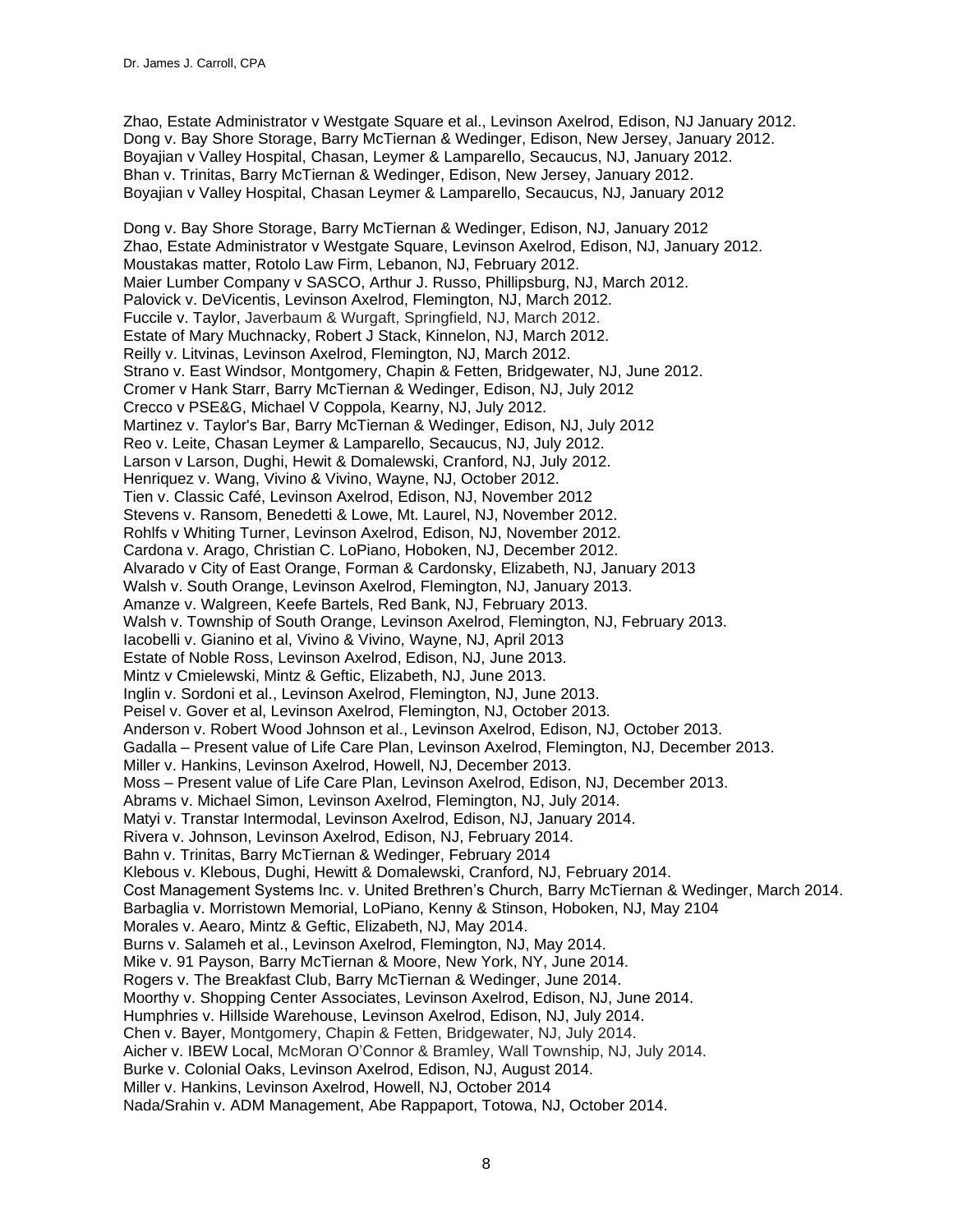Zhao, Estate Administrator v Westgate Square et al., Levinson Axelrod, Edison, NJ January 2012.
Dong v. Bay Shore Storage, Barry McTiernan & Wedinger, Edison, New Jersey, January 2012.
Boyajian v Valley Hospital, Chasan, Leymer & Lamparello, Secaucus, NJ, January 2012.
Bhan v. Trinitas, Barry McTiernan & Wedinger, Edison, New Jersey, January 2012.
Boyajian v Valley Hospital, Chasan Leymer & Lamparello, Secaucus, NJ, January 2012

Dong v. Bay Shore Storage, Barry McTiernan & Wedinger, Edison, NJ, January 2012
Zhao, Estate Administrator v Westgate Square, Levinson Axelrod, Edison, NJ, January 2012.
Moustakas matter, Rotolo Law Firm, Lebanon, NJ, February 2012.
Maier Lumber Company v SASCO, Arthur J. Russo, Phillipsburg, NJ, March 2012.
Palovick v. DeVicentis, Levinson Axelrod, Flemington, NJ, March 2012.
Fuccile v. Taylor, Javerbaum & Wurgaft, Springfield, NJ, March 2012.
Estate of Mary Muchnacky, Robert J Stack, Kinnelon, NJ, March 2012.
Reilly v. Litvinas, Levinson Axelrod, Flemington, NJ, March 2012.
Strano v. East Windsor, Montgomery, Chapin & Fetten, Bridgewater, NJ, June 2012.
Cromer v Hank Starr, Barry McTiernan & Wedinger, Edison, NJ, July 2012
Crecco v PSE&G, Michael V Coppola, Kearny, NJ, July 2012.
Martinez v. Taylor's Bar, Barry McTiernan & Wedinger, Edison, NJ, July 2012
Reo v. Leite, Chasan Leymer & Lamparello, Secaucus, NJ, July 2012.
Larson v Larson, Dughi, Hewit & Domalewski, Cranford, NJ, July 2012.
Henriquez v. Wang, Vivino & Vivino, Wayne, NJ, October 2012.
Tien v. Classic Café, Levinson Axelrod, Edison, NJ, November 2012
Stevens v. Ransom, Benedetti & Lowe, Mt. Laurel, NJ, November 2012.
Rohlfs v Whiting Turner, Levinson Axelrod, Edison, NJ, November 2012.
Cardona v. Arago, Christian C. LoPiano, Hoboken, NJ, December 2012.
Alvarado v City of East Orange, Forman & Cardonsky, Elizabeth, NJ, January 2013
Walsh v. South Orange, Levinson Axelrod, Flemington, NJ, January 2013.
Amanze v. Walgreen, Keefe Bartels, Red Bank, NJ, February 2013.
Walsh v. Township of South Orange, Levinson Axelrod, Flemington, NJ, February 2013.
Iacobelli v. Gianino et al, Vivino & Vivino, Wayne, NJ, April 2013
Estate of Noble Ross, Levinson Axelrod, Edison, NJ, June 2013.
Mintz v Cmielewski, Mintz & Geftic, Elizabeth, NJ, June 2013.
Inglin v. Sordoni et al., Levinson Axelrod, Flemington, NJ, June 2013.
Peisel v. Gover et al, Levinson Axelrod, Flemington, NJ, October 2013.
Anderson v. Robert Wood Johnson et al., Levinson Axelrod, Edison, NJ, October 2013.
Gadalla – Present value of Life Care Plan, Levinson Axelrod, Flemington, NJ, December 2013.
Miller v. Hankins, Levinson Axelrod, Howell, NJ, December 2013.
Moss – Present value of Life Care Plan, Levinson Axelrod, Edison, NJ, December 2013.
Abrams v. Michael Simon, Levinson Axelrod, Flemington, NJ, July 2014.
Matyi v. Transtar Intermodal, Levinson Axelrod, Edison, NJ, January 2014.
Rivera v. Johnson, Levinson Axelrod, Edison, NJ, February 2014.
Bahn v. Trinitas, Barry McTiernan & Wedinger, February 2014
Klebous v. Klebous, Dughi, Hewitt & Domalewski, Cranford, NJ, February 2014.
Cost Management Systems Inc. v. United Brethren's Church, Barry McTiernan & Wedinger, March 2014.
Barbaglia v. Morristown Memorial, LoPiano, Kenny & Stinson, Hoboken, NJ, May 2104
Morales v. Aearo, Mintz & Geftic, Elizabeth, NJ, May 2014.
Burns v. Salameh et al., Levinson Axelrod, Flemington, NJ, May 2014.
Mike v. 91 Payson, Barry McTiernan & Moore, New York, NY, June 2014.
Rogers v. The Breakfast Club, Barry McTiernan & Wedinger, June 2014.
Moorthy v. Shopping Center Associates, Levinson Axelrod, Edison, NJ, June 2014.
Humphries v. Hillside Warehouse, Levinson Axelrod, Edison, NJ, July 2014.
Chen v. Bayer, Montgomery, Chapin & Fetten, Bridgewater, NJ, July 2014.
Aicher v. IBEW Local, McMoran O'Connor & Bramley, Wall Township, NJ, July 2014.
Burke v. Colonial Oaks, Levinson Axelrod, Edison, NJ, August 2014.
Miller v. Hankins, Levinson Axelrod, Howell, NJ, October 2014
Nada/Srahin v. ADM Management, Abe Rappaport, Totowa, NJ, October 2014.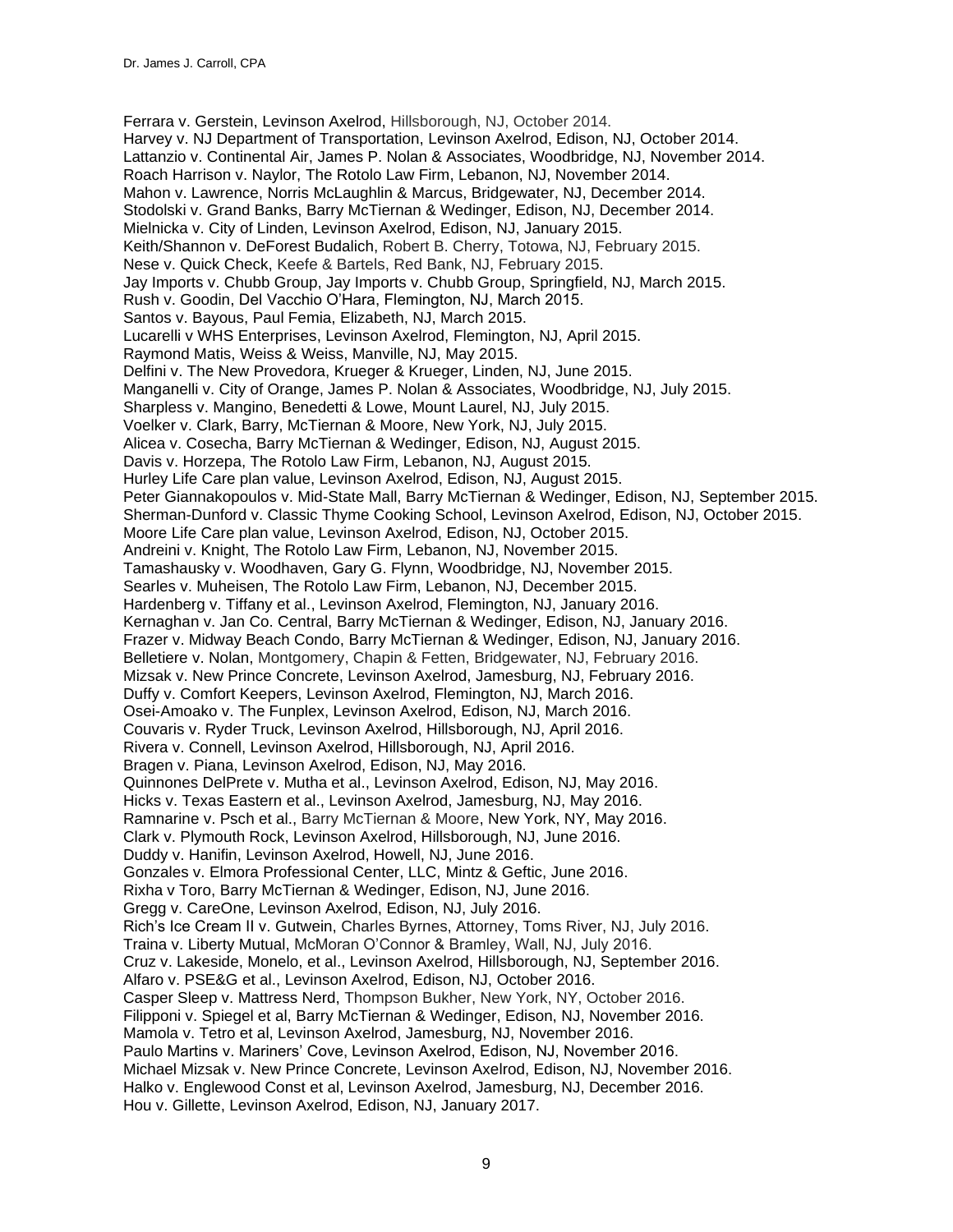Ferrara v. Gerstein, Levinson Axelrod, Hillsborough, NJ, October 2014.
Harvey v. NJ Department of Transportation, Levinson Axelrod, Edison, NJ, October 2014.
Lattanzio v. Continental Air, James P. Nolan & Associates, Woodbridge, NJ, November 2014.
Roach Harrison v. Naylor, The Rotolo Law Firm, Lebanon, NJ, November 2014.
Mahon v. Lawrence, Norris McLaughlin & Marcus, Bridgewater, NJ, December 2014.
Stodolski v. Grand Banks, Barry McTiernan & Wedinger, Edison, NJ, December 2014.
Mielnicka v. City of Linden, Levinson Axelrod, Edison, NJ, January 2015.
Keith/Shannon v. DeForest Budalich, Robert B. Cherry, Totowa, NJ, February 2015.
Nese v. Quick Check, Keefe & Bartels, Red Bank, NJ, February 2015.
Jay Imports v. Chubb Group, Jay Imports v. Chubb Group, Springfield, NJ, March 2015.
Rush v. Goodin, Del Vacchio O'Hara, Flemington, NJ, March 2015.
Santos v. Bayous, Paul Femia, Elizabeth, NJ, March 2015.
Lucarelli v WHS Enterprises, Levinson Axelrod, Flemington, NJ, April 2015.
Raymond Matis, Weiss & Weiss, Manville, NJ, May 2015.
Delfini v. The New Provedora, Krueger & Krueger, Linden, NJ, June 2015.
Manganelli v. City of Orange, James P. Nolan & Associates, Woodbridge, NJ, July 2015.
Sharpless v. Mangino, Benedetti & Lowe, Mount Laurel, NJ, July 2015.
Voelker v. Clark, Barry, McTiernan & Moore, New York, NJ, July 2015.
Alicea v. Cosecha, Barry McTiernan & Wedinger, Edison, NJ, August 2015.
Davis v. Horzepa, The Rotolo Law Firm, Lebanon, NJ, August 2015.
Hurley Life Care plan value, Levinson Axelrod, Edison, NJ, August 2015.
Peter Giannakopoulos v. Mid-State Mall, Barry McTiernan & Wedinger, Edison, NJ, September 2015.
Sherman-Dunford v. Classic Thyme Cooking School, Levinson Axelrod, Edison, NJ, October 2015.
Moore Life Care plan value, Levinson Axelrod, Edison, NJ, October 2015.
Andreini v. Knight, The Rotolo Law Firm, Lebanon, NJ, November 2015.
Tamashausky v. Woodhaven, Gary G. Flynn, Woodbridge, NJ, November 2015.
Searles v. Muheisen, The Rotolo Law Firm, Lebanon, NJ, December 2015.
Hardenberg v. Tiffany et al., Levinson Axelrod, Flemington, NJ, January 2016.
Kernaghan v. Jan Co. Central, Barry McTiernan & Wedinger, Edison, NJ, January 2016.
Frazer v. Midway Beach Condo, Barry McTiernan & Wedinger, Edison, NJ, January 2016.
Belletiere v. Nolan, Montgomery, Chapin & Fetten, Bridgewater, NJ, February 2016.
Mizsak v. New Prince Concrete, Levinson Axelrod, Jamesburg, NJ, February 2016.
Duffy v. Comfort Keepers, Levinson Axelrod, Flemington, NJ, March 2016.
Osei-Amoako v. The Funplex, Levinson Axelrod, Edison, NJ, March 2016.
Couvaris v. Ryder Truck, Levinson Axelrod, Hillsborough, NJ, April 2016.
Rivera v. Connell, Levinson Axelrod, Hillsborough, NJ, April 2016.
Bragen v. Piana, Levinson Axelrod, Edison, NJ, May 2016.
Quinnones DelPrete v. Mutha et al., Levinson Axelrod, Edison, NJ, May 2016.
Hicks v. Texas Eastern et al., Levinson Axelrod, Jamesburg, NJ, May 2016.
Ramnarine v. Psch et al., Barry McTiernan & Moore, New York, NY, May 2016.
Clark v. Plymouth Rock, Levinson Axelrod, Hillsborough, NJ, June 2016.
Duddy v. Hanifin, Levinson Axelrod, Howell, NJ, June 2016.
Gonzales v. Elmora Professional Center, LLC, Mintz & Geftic, June 2016.
Rixha v Toro, Barry McTiernan & Wedinger, Edison, NJ, June 2016.
Gregg v. CareOne, Levinson Axelrod, Edison, NJ, July 2016.
Rich's Ice Cream II v. Gutwein, Charles Byrnes, Attorney, Toms River, NJ, July 2016.
Traina v. Liberty Mutual, McMoran O'Connor & Bramley, Wall, NJ, July 2016.
Cruz v. Lakeside, Monelo, et al., Levinson Axelrod, Hillsborough, NJ, September 2016.
Alfaro v. PSE&G et al., Levinson Axelrod, Edison, NJ, October 2016.
Casper Sleep v. Mattress Nerd, Thompson Bukher, New York, NY, October 2016.
Filipponi v. Spiegel et al, Barry McTiernan & Wedinger, Edison, NJ, November 2016.
Mamola v. Tetro et al, Levinson Axelrod, Jamesburg, NJ, November 2016.
Paulo Martins v. Mariners' Cove, Levinson Axelrod, Edison, NJ, November 2016.
Michael Mizsak v. New Prince Concrete, Levinson Axelrod, Edison, NJ, November 2016.
Halko v. Englewood Const et al, Levinson Axelrod, Jamesburg, NJ, December 2016.
Hou v. Gillette, Levinson Axelrod, Edison, NJ, January 2017.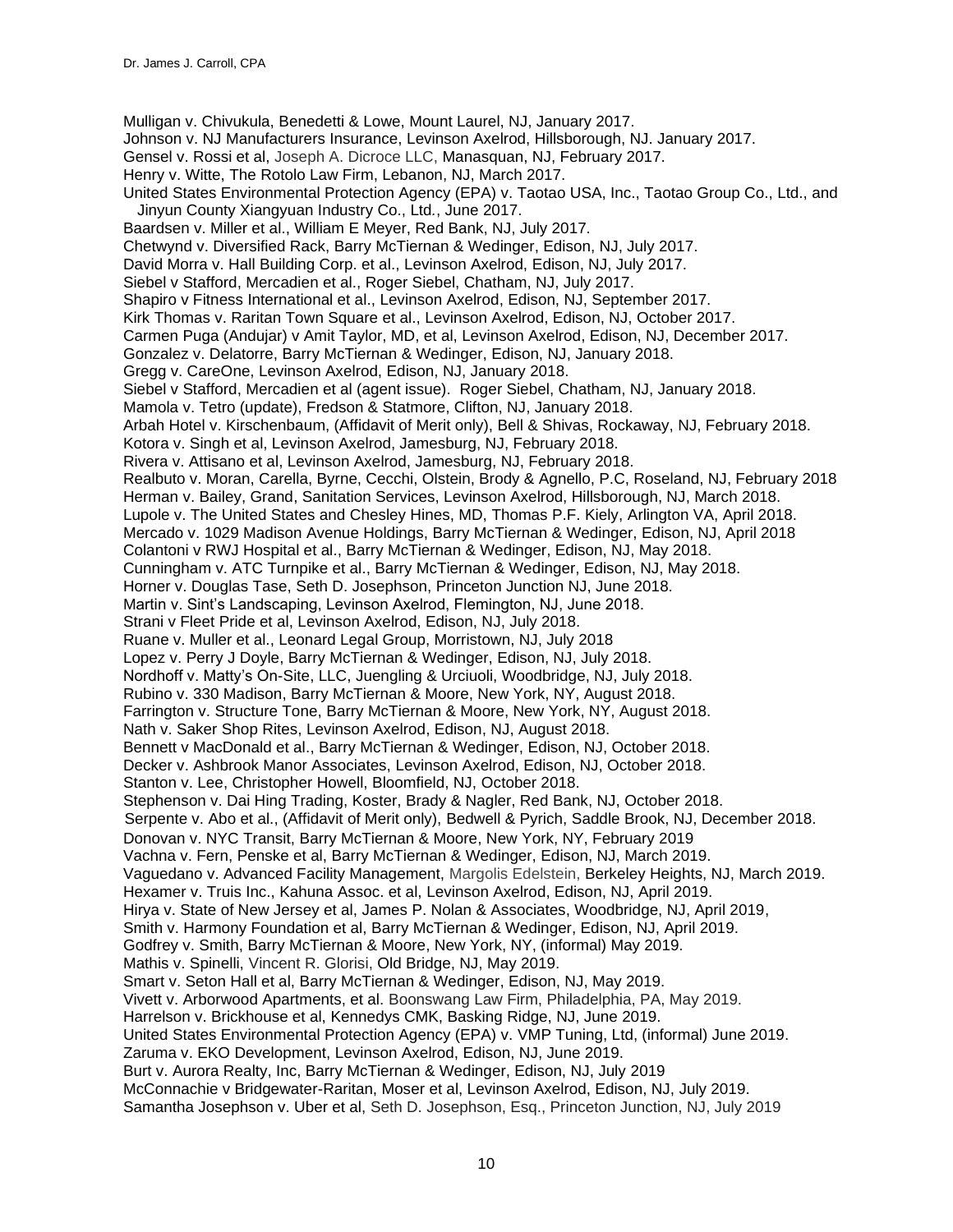Mulligan v. Chivukula, Benedetti & Lowe, Mount Laurel, NJ, January 2017.
Johnson v. NJ Manufacturers Insurance, Levinson Axelrod, Hillsborough, NJ. January 2017.
Gensel v. Rossi et al, Joseph A. Dicroce LLC, Manasquan, NJ, February 2017.
Henry v. Witte, The Rotolo Law Firm, Lebanon, NJ, March 2017.
United States Environmental Protection Agency (EPA) v. Taotao USA, Inc., Taotao Group Co., Ltd., and Jinyun County Xiangyuan Industry Co., Ltd., June 2017.
Baardsen v. Miller et al., William E Meyer, Red Bank, NJ, July 2017.
Chetwynd v. Diversified Rack, Barry McTiernan & Wedinger, Edison, NJ, July 2017.
David Morra v. Hall Building Corp. et al., Levinson Axelrod, Edison, NJ, July 2017.
Siebel v Stafford, Mercadien et al., Roger Siebel, Chatham, NJ, July 2017.
Shapiro v Fitness International et al., Levinson Axelrod, Edison, NJ, September 2017.
Kirk Thomas v. Raritan Town Square et al., Levinson Axelrod, Edison, NJ, October 2017.
Carmen Puga (Andujar) v Amit Taylor, MD, et al, Levinson Axelrod, Edison, NJ, December 2017.
Gonzalez v. Delatorre, Barry McTiernan & Wedinger, Edison, NJ, January 2018.
Gregg v. CareOne, Levinson Axelrod, Edison, NJ, January 2018.
Siebel v Stafford, Mercadien et al (agent issue). Roger Siebel, Chatham, NJ, January 2018.
Mamola v. Tetro (update), Fredson & Statmore, Clifton, NJ, January 2018.
Arbah Hotel v. Kirschenbaum, (Affidavit of Merit only), Bell & Shivas, Rockaway, NJ, February 2018.
Kotora v. Singh et al, Levinson Axelrod, Jamesburg, NJ, February 2018.
Rivera v. Attisano et al, Levinson Axelrod, Jamesburg, NJ, February 2018.
Realbuto v. Moran, Carella, Byrne, Cecchi, Olstein, Brody & Agnello, P.C, Roseland, NJ, February 2018
Herman v. Bailey, Grand, Sanitation Services, Levinson Axelrod, Hillsborough, NJ, March 2018.
Lupole v. The United States and Chesley Hines, MD, Thomas P.F. Kiely, Arlington VA, April 2018.
Mercado v. 1029 Madison Avenue Holdings, Barry McTiernan & Wedinger, Edison, NJ, April 2018
Colantoni v RWJ Hospital et al., Barry McTiernan & Wedinger, Edison, NJ, May 2018.
Cunningham v. ATC Turnpike et al., Barry McTiernan & Wedinger, Edison, NJ, May 2018.
Horner v. Douglas Tase, Seth D. Josephson, Princeton Junction NJ, June 2018.
Martin v. Sint's Landscaping, Levinson Axelrod, Flemington, NJ, June 2018.
Strani v Fleet Pride et al, Levinson Axelrod, Edison, NJ, July 2018.
Ruane v. Muller et al., Leonard Legal Group, Morristown, NJ, July 2018
Lopez v. Perry J Doyle, Barry McTiernan & Wedinger, Edison, NJ, July 2018.
Nordhoff v. Matty's On-Site, LLC, Juengling & Urciuoli, Woodbridge, NJ, July 2018.
Rubino v. 330 Madison, Barry McTiernan & Moore, New York, NY, August 2018.
Farrington v. Structure Tone, Barry McTiernan & Moore, New York, NY, August 2018.
Nath v. Saker Shop Rites, Levinson Axelrod, Edison, NJ, August 2018.
Bennett v MacDonald et al., Barry McTiernan & Wedinger, Edison, NJ, October 2018.
Decker v. Ashbrook Manor Associates, Levinson Axelrod, Edison, NJ, October 2018.
Stanton v. Lee, Christopher Howell, Bloomfield, NJ, October 2018.
Stephenson v. Dai Hing Trading, Koster, Brady & Nagler, Red Bank, NJ, October 2018.
Serpente v. Abo et al., (Affidavit of Merit only), Bedwell & Pyrich, Saddle Brook, NJ, December 2018.
Donovan v. NYC Transit, Barry McTiernan & Moore, New York, NY, February 2019
Vachna v. Fern, Penske et al, Barry McTiernan & Wedinger, Edison, NJ, March 2019.
Vaguedano v. Advanced Facility Management, Margolis Edelstein, Berkeley Heights, NJ, March 2019.
Hexamer v. Truis Inc., Kahuna Assoc. et al, Levinson Axelrod, Edison, NJ, April 2019.
Hirya v. State of New Jersey et al, James P. Nolan & Associates, Woodbridge, NJ, April 2019,
Smith v. Harmony Foundation et al, Barry McTiernan & Wedinger, Edison, NJ, April 2019.
Godfrey v. Smith, Barry McTiernan & Moore, New York, NY, (informal) May 2019.
Mathis v. Spinelli, Vincent R. Glorisi, Old Bridge, NJ, May 2019.
Smart v. Seton Hall et al, Barry McTiernan & Wedinger, Edison, NJ, May 2019.
Vivett v. Arborwood Apartments, et al. Boonswang Law Firm, Philadelphia, PA, May 2019.
Harrelson v. Brickhouse et al, Kennedys CMK, Basking Ridge, NJ, June 2019.
United States Environmental Protection Agency (EPA) v. VMP Tuning, Ltd, (informal) June 2019.
Zaruma v. EKO Development, Levinson Axelrod, Edison, NJ, June 2019.
Burt v. Aurora Realty, Inc, Barry McTiernan & Wedinger, Edison, NJ, July 2019
McConnachie v Bridgewater-Raritan, Moser et al, Levinson Axelrod, Edison, NJ, July 2019.
Samantha Josephson v. Uber et al, Seth D. Josephson, Esq., Princeton Junction, NJ, July 2019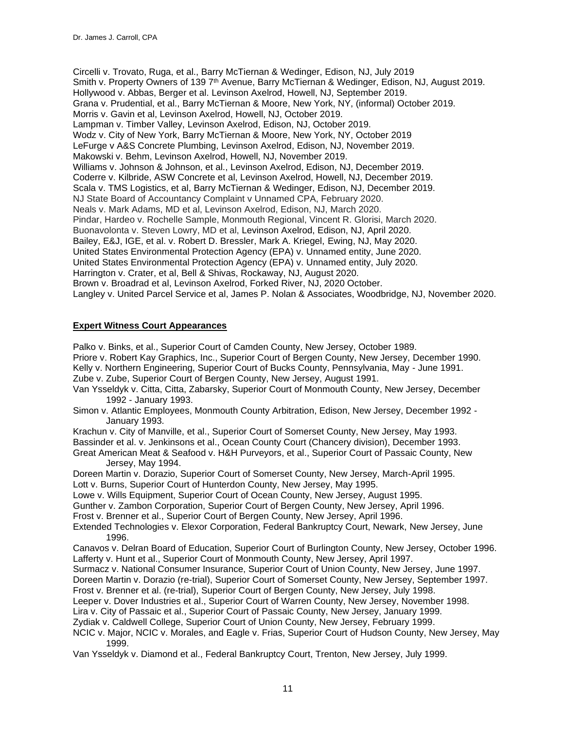Circelli v. Trovato, Ruga, et al., Barry McTiernan & Wedinger, Edison, NJ, July 2019
Smith v. Property Owners of 139 7th Avenue, Barry McTiernan & Wedinger, Edison, NJ, August 2019.
Hollywood v. Abbas, Berger et al. Levinson Axelrod, Howell, NJ, September 2019.
Grana v. Prudential, et al., Barry McTiernan & Moore, New York, NY, (informal) October 2019.
Morris v. Gavin et al, Levinson Axelrod, Howell, NJ, October 2019.
Lampman v. Timber Valley, Levinson Axelrod, Edison, NJ, October 2019.
Wodz v. City of New York, Barry McTiernan & Moore, New York, NY, October 2019
LeFurge v A&S Concrete Plumbing, Levinson Axelrod, Edison, NJ, November 2019.
Makowski v. Behm, Levinson Axelrod, Howell, NJ, November 2019.
Williams v. Johnson & Johnson, et al., Levinson Axelrod, Edison, NJ, December 2019.
Coderre v. Kilbride, ASW Concrete et al, Levinson Axelrod, Howell, NJ, December 2019.
Scala v. TMS Logistics, et al, Barry McTiernan & Wedinger, Edison, NJ, December 2019.
NJ State Board of Accountancy Complaint v Unnamed CPA, February 2020.
Neals v. Mark Adams, MD et al, Levinson Axelrod, Edison, NJ, March 2020.
Pindar, Hardeo v. Rochelle Sample, Monmouth Regional, Vincent R. Glorisi, March 2020.
Buonavolonta v. Steven Lowry, MD et al, Levinson Axelrod, Edison, NJ, April 2020.
Bailey, E&J, IGE, et al. v. Robert D. Bressler, Mark A. Kriegel, Ewing, NJ, May 2020.
United States Environmental Protection Agency (EPA) v. Unnamed entity, June 2020.
United States Environmental Protection Agency (EPA) v. Unnamed entity, July 2020.
Harrington v. Crater, et al, Bell & Shivas, Rockaway, NJ, August 2020.
Brown v. Broadrad et al, Levinson Axelrod, Forked River, NJ, 2020 October.
Langley v. United Parcel Service et al, James P. Nolan & Associates, Woodbridge, NJ, November 2020.

**Expert Witness Court Appearances**

Palko v. Binks, et al., Superior Court of Camden County, New Jersey, October 1989.
Priore v. Robert Kay Graphics, Inc., Superior Court of Bergen County, New Jersey, December 1990.
Kelly v. Northern Engineering, Superior Court of Bucks County, Pennsylvania, May - June 1991.
Zube v. Zube, Superior Court of Bergen County, New Jersey, August 1991.
Van Ysseldyk v. Citta, Citta, Zabarsky, Superior Court of Monmouth County, New Jersey, December 1992 - January 1993.
Simon v. Atlantic Employees, Monmouth County Arbitration, Edison, New Jersey, December 1992 - January 1993.
Krachun v. City of Manville, et al., Superior Court of Somerset County, New Jersey, May 1993.
Bassinder et al. v. Jenkinsons et al., Ocean County Court (Chancery division), December 1993.
Great American Meat & Seafood v. H&H Purveyors, et al., Superior Court of Passaic County, New Jersey, May 1994.
Doreen Martin v. Dorazio, Superior Court of Somerset County, New Jersey, March-April 1995.
Lott v. Burns, Superior Court of Hunterdon County, New Jersey, May 1995.
Lowe v. Wills Equipment, Superior Court of Ocean County, New Jersey, August 1995.
Gunther v. Zambon Corporation, Superior Court of Bergen County, New Jersey, April 1996.
Frost v. Brenner et al., Superior Court of Bergen County, New Jersey, April 1996.
Extended Technologies v. Elexor Corporation, Federal Bankruptcy Court, Newark, New Jersey, June 1996.
Canavos v. Delran Board of Education, Superior Court of Burlington County, New Jersey, October 1996.
Lafferty v. Hunt et al., Superior Court of Monmouth County, New Jersey, April 1997.
Surmacz v. National Consumer Insurance, Superior Court of Union County, New Jersey, June 1997.
Doreen Martin v. Dorazio (re-trial), Superior Court of Somerset County, New Jersey, September 1997.
Frost v. Brenner et al. (re-trial), Superior Court of Bergen County, New Jersey, July 1998.
Leeper v. Dover Industries et al., Superior Court of Warren County, New Jersey, November 1998.
Lira v. City of Passaic et al., Superior Court of Passaic County, New Jersey, January 1999.
Zydiak v. Caldwell College, Superior Court of Union County, New Jersey, February 1999.
NCIC v. Major, NCIC v. Morales, and Eagle v. Frias, Superior Court of Hudson County, New Jersey, May 1999.
Van Ysseldyk v. Diamond et al., Federal Bankruptcy Court, Trenton, New Jersey, July 1999.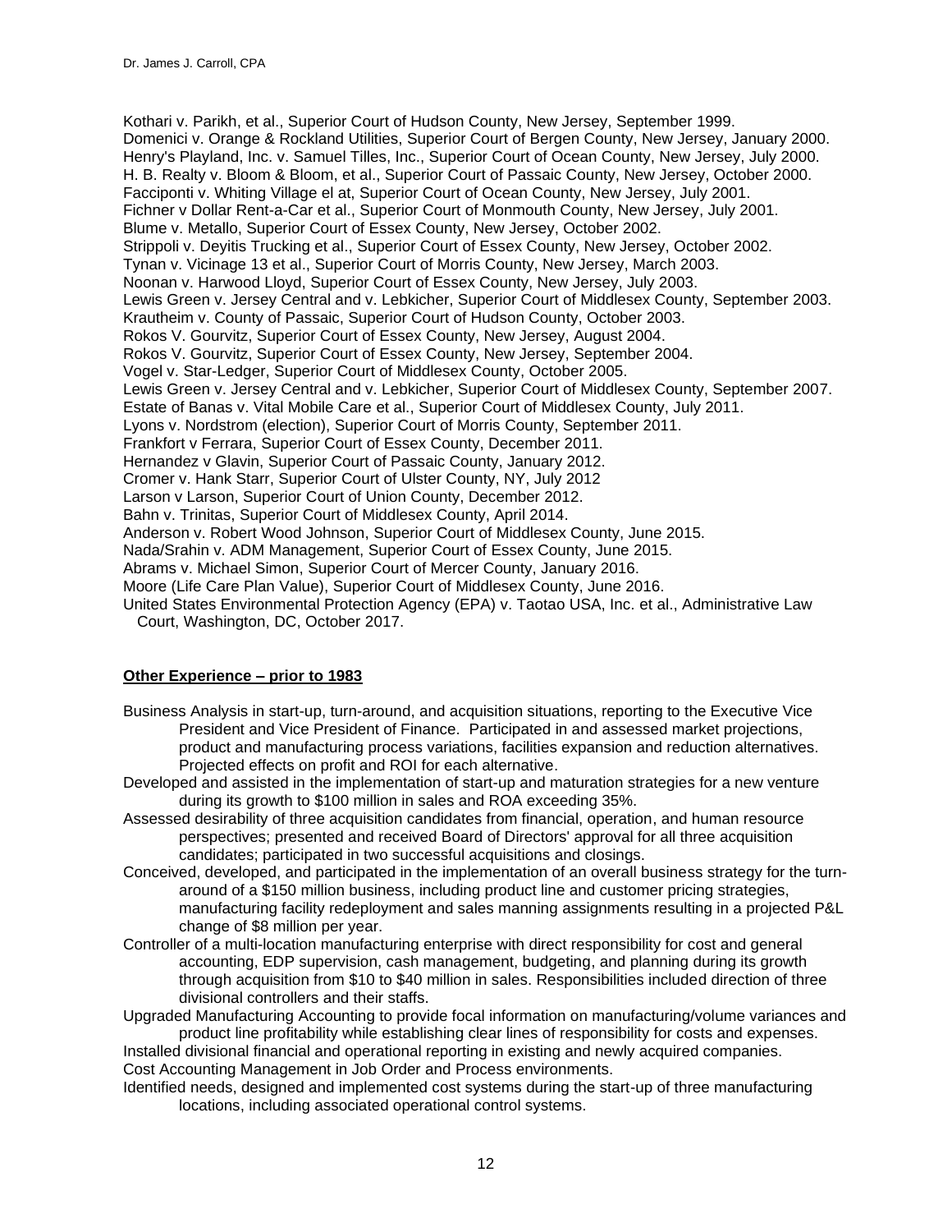Kothari v. Parikh, et al., Superior Court of Hudson County, New Jersey, September 1999.
Domenici v. Orange & Rockland Utilities, Superior Court of Bergen County, New Jersey, January 2000.
Henry's Playland, Inc. v. Samuel Tilles, Inc., Superior Court of Ocean County, New Jersey, July 2000.
H. B. Realty v. Bloom & Bloom, et al., Superior Court of Passaic County, New Jersey, October 2000.
Facciponti v. Whiting Village el at, Superior Court of Ocean County, New Jersey, July 2001.
Fichner v Dollar Rent-a-Car et al., Superior Court of Monmouth County, New Jersey, July 2001.
Blume v. Metallo, Superior Court of Essex County, New Jersey, October 2002.
Strippoli v. Deyitis Trucking et al., Superior Court of Essex County, New Jersey, October 2002.
Tynan v. Vicinage 13 et al., Superior Court of Morris County, New Jersey, March 2003.
Noonan v. Harwood Lloyd, Superior Court of Essex County, New Jersey, July 2003.
Lewis Green v. Jersey Central and v. Lebkicher, Superior Court of Middlesex County, September 2003.
Krautheim v. County of Passaic, Superior Court of Hudson County, October 2003.
Rokos V. Gourvitz, Superior Court of Essex County, New Jersey, August 2004.
Rokos V. Gourvitz, Superior Court of Essex County, New Jersey, September 2004.
Vogel v. Star-Ledger, Superior Court of Middlesex County, October 2005.
Lewis Green v. Jersey Central and v. Lebkicher, Superior Court of Middlesex County, September 2007.
Estate of Banas v. Vital Mobile Care et al., Superior Court of Middlesex County, July 2011.
Lyons v. Nordstrom (election), Superior Court of Morris County, September 2011.
Frankfort v Ferrara, Superior Court of Essex County, December 2011.
Hernandez v Glavin, Superior Court of Passaic County, January 2012.
Cromer v. Hank Starr, Superior Court of Ulster County, NY, July 2012
Larson v Larson, Superior Court of Union County, December 2012.
Bahn v. Trinitas, Superior Court of Middlesex County, April 2014.
Anderson v. Robert Wood Johnson, Superior Court of Middlesex County, June 2015.
Nada/Srahin v. ADM Management, Superior Court of Essex County, June 2015.
Abrams v. Michael Simon, Superior Court of Mercer County, January 2016.
Moore (Life Care Plan Value), Superior Court of Middlesex County, June 2016.
United States Environmental Protection Agency (EPA) v. Taotao USA, Inc. et al., Administrative Law Court, Washington, DC, October 2017.

**Other Experience – prior to 1983**

Business Analysis in start-up, turn-around, and acquisition situations, reporting to the Executive Vice President and Vice President of Finance. Participated in and assessed market projections, product and manufacturing process variations, facilities expansion and reduction alternatives. Projected effects on profit and ROI for each alternative.

Developed and assisted in the implementation of start-up and maturation strategies for a new venture during its growth to $100 million in sales and ROA exceeding 35%.

Assessed desirability of three acquisition candidates from financial, operation, and human resource perspectives; presented and received Board of Directors' approval for all three acquisition candidates; participated in two successful acquisitions and closings.

Conceived, developed, and participated in the implementation of an overall business strategy for the turn-around of a $150 million business, including product line and customer pricing strategies, manufacturing facility redeployment and sales manning assignments resulting in a projected P&L change of $8 million per year.

Controller of a multi-location manufacturing enterprise with direct responsibility for cost and general accounting, EDP supervision, cash management, budgeting, and planning during its growth through acquisition from $10 to $40 million in sales. Responsibilities included direction of three divisional controllers and their staffs.

Upgraded Manufacturing Accounting to provide focal information on manufacturing/volume variances and product line profitability while establishing clear lines of responsibility for costs and expenses.

Installed divisional financial and operational reporting in existing and newly acquired companies.

Cost Accounting Management in Job Order and Process environments.

Identified needs, designed and implemented cost systems during the start-up of three manufacturing locations, including associated operational control systems.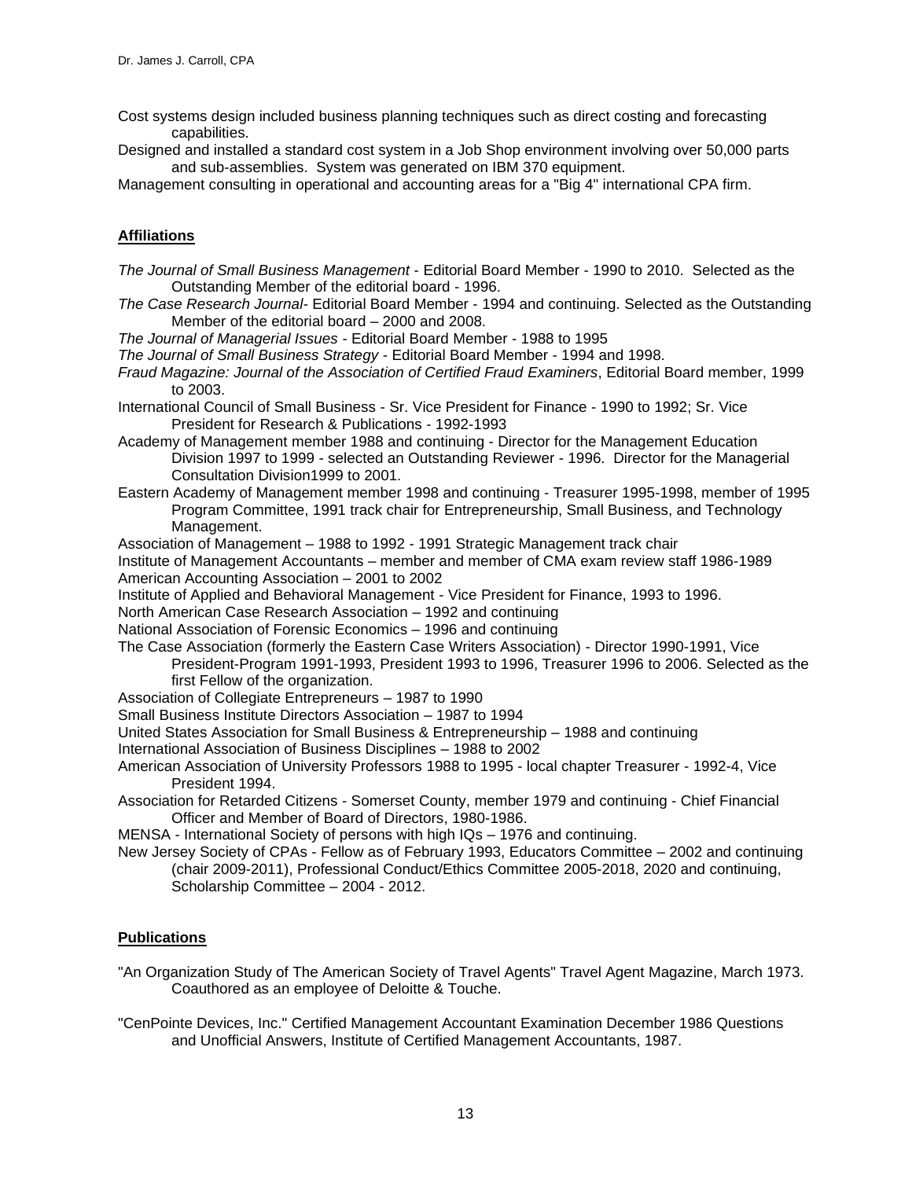Cost systems design included business planning techniques such as direct costing and forecasting capabilities.

Designed and installed a standard cost system in a Job Shop environment involving over 50,000 parts and sub-assemblies. System was generated on IBM 370 equipment.

Management consulting in operational and accounting areas for a "Big 4" international CPA firm.

## Affiliations

*The Journal of Small Business Management* - Editorial Board Member - 1990 to 2010. Selected as the Outstanding Member of the editorial board - 1996.

*The Case Research Journal*- Editorial Board Member - 1994 and continuing. Selected as the Outstanding Member of the editorial board – 2000 and 2008.

*The Journal of Managerial Issues* - Editorial Board Member - 1988 to 1995

*The Journal of Small Business Strategy* - Editorial Board Member - 1994 and 1998.

*Fraud Magazine: Journal of the Association of Certified Fraud Examiners*, Editorial Board member, 1999 to 2003.

International Council of Small Business - Sr. Vice President for Finance - 1990 to 1992; Sr. Vice President for Research & Publications - 1992-1993

Academy of Management member 1988 and continuing - Director for the Management Education Division 1997 to 1999 - selected an Outstanding Reviewer - 1996. Director for the Managerial Consultation Division1999 to 2001.

Eastern Academy of Management member 1998 and continuing - Treasurer 1995-1998, member of 1995 Program Committee, 1991 track chair for Entrepreneurship, Small Business, and Technology Management.

Association of Management – 1988 to 1992 - 1991 Strategic Management track chair

Institute of Management Accountants – member and member of CMA exam review staff 1986-1989

American Accounting Association – 2001 to 2002

Institute of Applied and Behavioral Management - Vice President for Finance, 1993 to 1996.

North American Case Research Association – 1992 and continuing

National Association of Forensic Economics – 1996 and continuing

The Case Association (formerly the Eastern Case Writers Association) - Director 1990-1991, Vice President-Program 1991-1993, President 1993 to 1996, Treasurer 1996 to 2006. Selected as the first Fellow of the organization.

Association of Collegiate Entrepreneurs – 1987 to 1990

Small Business Institute Directors Association – 1987 to 1994

United States Association for Small Business & Entrepreneurship – 1988 and continuing

International Association of Business Disciplines – 1988 to 2002

American Association of University Professors 1988 to 1995 - local chapter Treasurer - 1992-4, Vice President 1994.

Association for Retarded Citizens - Somerset County, member 1979 and continuing - Chief Financial Officer and Member of Board of Directors, 1980-1986.

MENSA - International Society of persons with high IQs – 1976 and continuing.

New Jersey Society of CPAs - Fellow as of February 1993, Educators Committee – 2002 and continuing (chair 2009-2011), Professional Conduct/Ethics Committee 2005-2018, 2020 and continuing, Scholarship Committee – 2004 - 2012.

## Publications

"An Organization Study of The American Society of Travel Agents" Travel Agent Magazine, March 1973. Coauthored as an employee of Deloitte & Touche.

"CenPointe Devices, Inc." Certified Management Accountant Examination December 1986 Questions and Unofficial Answers, Institute of Certified Management Accountants, 1987.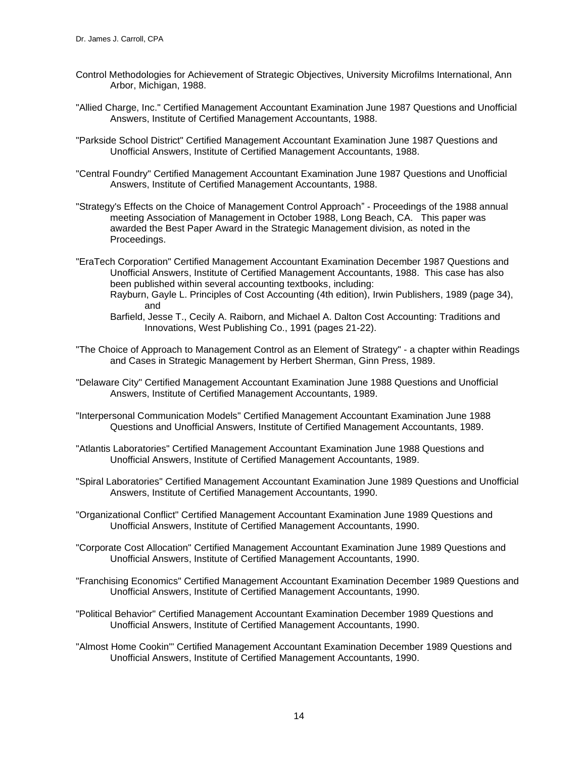Control Methodologies for Achievement of Strategic Objectives, University Microfilms International, Ann Arbor, Michigan, 1988.

"Allied Charge, Inc." Certified Management Accountant Examination June 1987 Questions and Unofficial Answers, Institute of Certified Management Accountants, 1988.

"Parkside School District" Certified Management Accountant Examination June 1987 Questions and Unofficial Answers, Institute of Certified Management Accountants, 1988.

"Central Foundry" Certified Management Accountant Examination June 1987 Questions and Unofficial Answers, Institute of Certified Management Accountants, 1988.

"Strategy's Effects on the Choice of Management Control Approach" - Proceedings of the 1988 annual meeting Association of Management in October 1988, Long Beach, CA. This paper was awarded the Best Paper Award in the Strategic Management division, as noted in the Proceedings.

"EraTech Corporation" Certified Management Accountant Examination December 1987 Questions and Unofficial Answers, Institute of Certified Management Accountants, 1988. This case has also been published within several accounting textbooks, including:
Rayburn, Gayle L. Principles of Cost Accounting (4th edition), Irwin Publishers, 1989 (page 34), and
Barfield, Jesse T., Cecily A. Raiborn, and Michael A. Dalton Cost Accounting: Traditions and Innovations, West Publishing Co., 1991 (pages 21-22).

"The Choice of Approach to Management Control as an Element of Strategy" - a chapter within Readings and Cases in Strategic Management by Herbert Sherman, Ginn Press, 1989.

"Delaware City" Certified Management Accountant Examination June 1988 Questions and Unofficial Answers, Institute of Certified Management Accountants, 1989.

"Interpersonal Communication Models" Certified Management Accountant Examination June 1988 Questions and Unofficial Answers, Institute of Certified Management Accountants, 1989.

"Atlantis Laboratories" Certified Management Accountant Examination June 1988 Questions and Unofficial Answers, Institute of Certified Management Accountants, 1989.

"Spiral Laboratories" Certified Management Accountant Examination June 1989 Questions and Unofficial Answers, Institute of Certified Management Accountants, 1990.

"Organizational Conflict" Certified Management Accountant Examination June 1989 Questions and Unofficial Answers, Institute of Certified Management Accountants, 1990.

"Corporate Cost Allocation" Certified Management Accountant Examination June 1989 Questions and Unofficial Answers, Institute of Certified Management Accountants, 1990.

"Franchising Economics" Certified Management Accountant Examination December 1989 Questions and Unofficial Answers, Institute of Certified Management Accountants, 1990.

"Political Behavior" Certified Management Accountant Examination December 1989 Questions and Unofficial Answers, Institute of Certified Management Accountants, 1990.

"Almost Home Cookin'" Certified Management Accountant Examination December 1989 Questions and Unofficial Answers, Institute of Certified Management Accountants, 1990.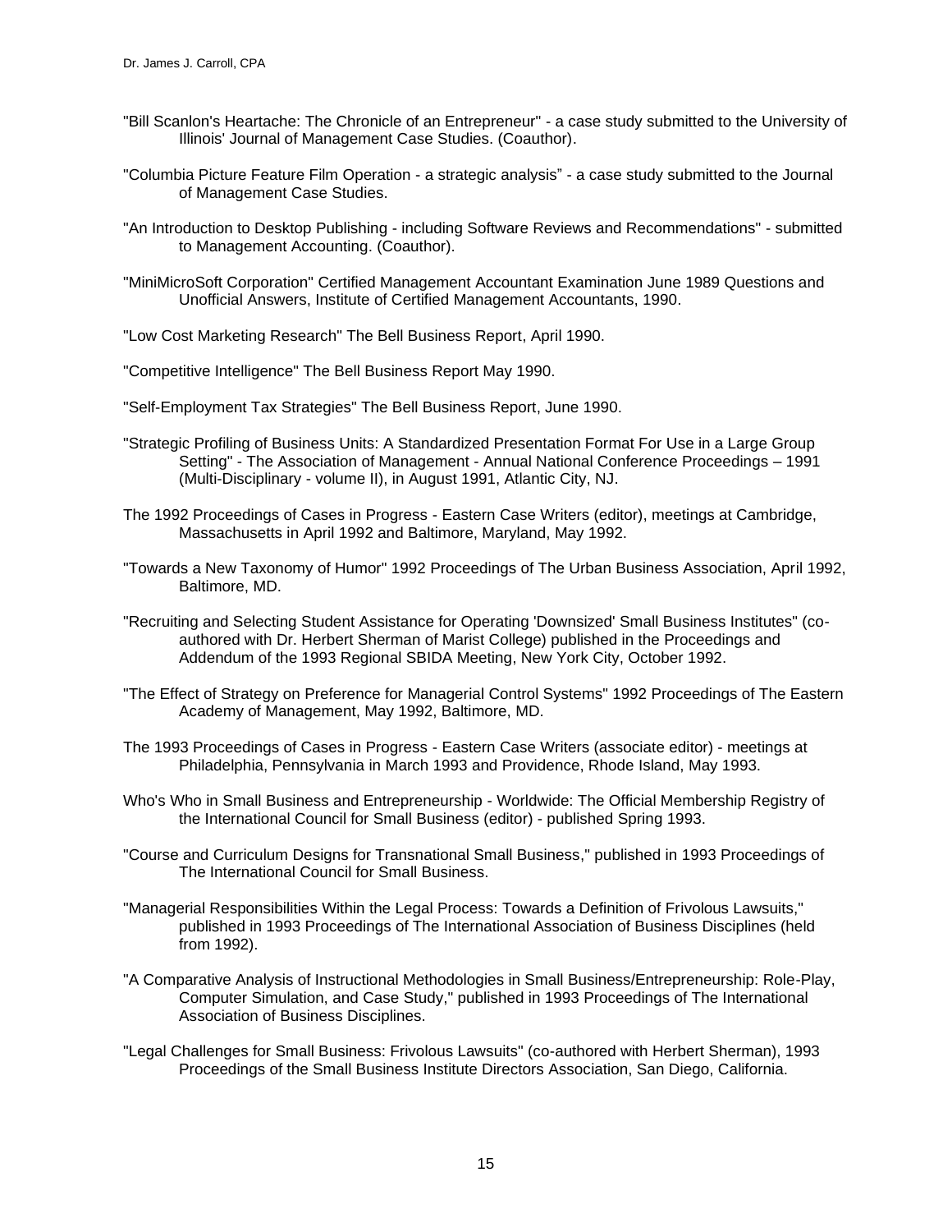"Bill Scanlon's Heartache: The Chronicle of an Entrepreneur" - a case study submitted to the University of Illinois' Journal of Management Case Studies. (Coauthor).

"Columbia Picture Feature Film Operation - a strategic analysis" - a case study submitted to the Journal of Management Case Studies.

"An Introduction to Desktop Publishing - including Software Reviews and Recommendations" - submitted to Management Accounting. (Coauthor).

"MiniMicroSoft Corporation" Certified Management Accountant Examination June 1989 Questions and Unofficial Answers, Institute of Certified Management Accountants, 1990.

"Low Cost Marketing Research" The Bell Business Report, April 1990.

"Competitive Intelligence" The Bell Business Report May 1990.

"Self-Employment Tax Strategies" The Bell Business Report, June 1990.

"Strategic Profiling of Business Units: A Standardized Presentation Format For Use in a Large Group Setting" - The Association of Management - Annual National Conference Proceedings – 1991 (Multi-Disciplinary - volume II), in August 1991, Atlantic City, NJ.

The 1992 Proceedings of Cases in Progress - Eastern Case Writers (editor), meetings at Cambridge, Massachusetts in April 1992 and Baltimore, Maryland, May 1992.

"Towards a New Taxonomy of Humor" 1992 Proceedings of The Urban Business Association, April 1992, Baltimore, MD.

"Recruiting and Selecting Student Assistance for Operating 'Downsized' Small Business Institutes" (co-authored with Dr. Herbert Sherman of Marist College) published in the Proceedings and Addendum of the 1993 Regional SBIDA Meeting, New York City, October 1992.

"The Effect of Strategy on Preference for Managerial Control Systems" 1992 Proceedings of The Eastern Academy of Management, May 1992, Baltimore, MD.

The 1993 Proceedings of Cases in Progress - Eastern Case Writers (associate editor) - meetings at Philadelphia, Pennsylvania in March 1993 and Providence, Rhode Island, May 1993.

Who's Who in Small Business and Entrepreneurship - Worldwide: The Official Membership Registry of the International Council for Small Business (editor) - published Spring 1993.

"Course and Curriculum Designs for Transnational Small Business," published in 1993 Proceedings of The International Council for Small Business.

"Managerial Responsibilities Within the Legal Process: Towards a Definition of Frivolous Lawsuits," published in 1993 Proceedings of The International Association of Business Disciplines (held from 1992).

"A Comparative Analysis of Instructional Methodologies in Small Business/Entrepreneurship: Role-Play, Computer Simulation, and Case Study," published in 1993 Proceedings of The International Association of Business Disciplines.

"Legal Challenges for Small Business: Frivolous Lawsuits" (co-authored with Herbert Sherman), 1993 Proceedings of the Small Business Institute Directors Association, San Diego, California.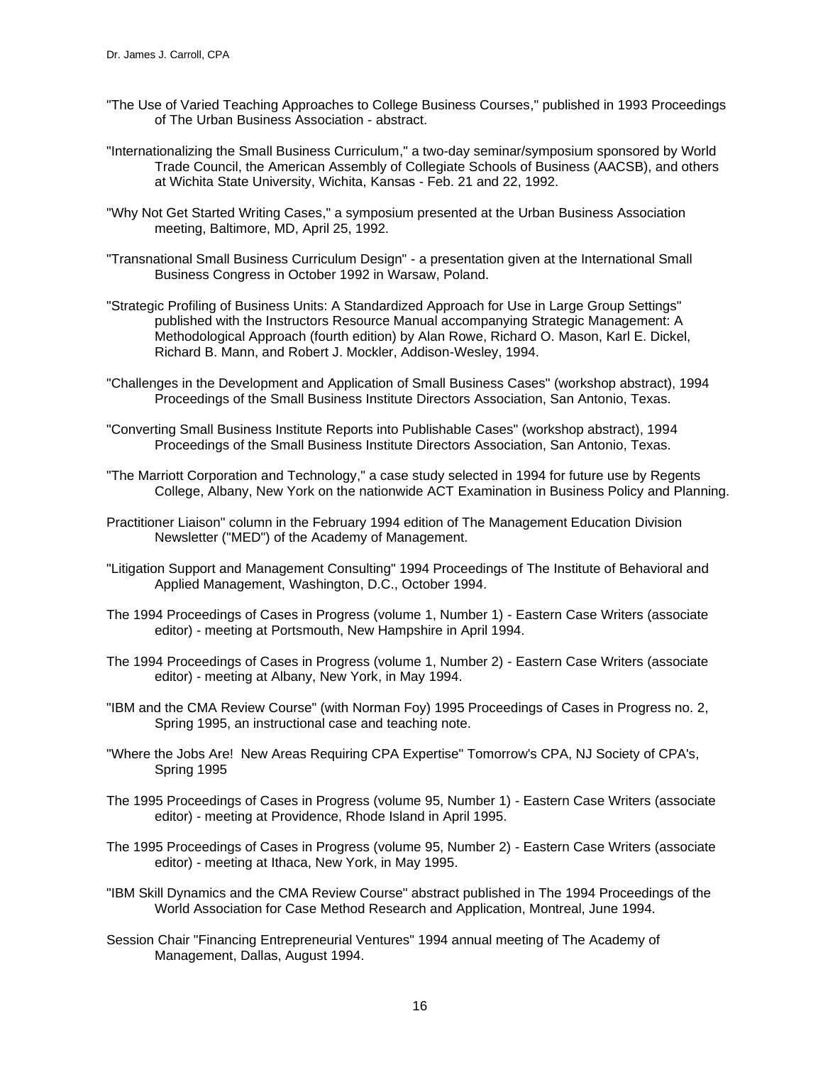"The Use of Varied Teaching Approaches to College Business Courses," published in 1993 Proceedings of The Urban Business Association - abstract.

"Internationalizing the Small Business Curriculum," a two-day seminar/symposium sponsored by World Trade Council, the American Assembly of Collegiate Schools of Business (AACSB), and others at Wichita State University, Wichita, Kansas - Feb. 21 and 22, 1992.

"Why Not Get Started Writing Cases," a symposium presented at the Urban Business Association meeting, Baltimore, MD, April 25, 1992.

"Transnational Small Business Curriculum Design" - a presentation given at the International Small Business Congress in October 1992 in Warsaw, Poland.

"Strategic Profiling of Business Units: A Standardized Approach for Use in Large Group Settings" published with the Instructors Resource Manual accompanying Strategic Management: A Methodological Approach (fourth edition) by Alan Rowe, Richard O. Mason, Karl E. Dickel, Richard B. Mann, and Robert J. Mockler, Addison-Wesley, 1994.

"Challenges in the Development and Application of Small Business Cases" (workshop abstract), 1994 Proceedings of the Small Business Institute Directors Association, San Antonio, Texas.

"Converting Small Business Institute Reports into Publishable Cases" (workshop abstract), 1994 Proceedings of the Small Business Institute Directors Association, San Antonio, Texas.

"The Marriott Corporation and Technology," a case study selected in 1994 for future use by Regents College, Albany, New York on the nationwide ACT Examination in Business Policy and Planning.

Practitioner Liaison" column in the February 1994 edition of The Management Education Division Newsletter ("MED") of the Academy of Management.

"Litigation Support and Management Consulting" 1994 Proceedings of The Institute of Behavioral and Applied Management, Washington, D.C., October 1994.

The 1994 Proceedings of Cases in Progress (volume 1, Number 1) - Eastern Case Writers (associate editor) - meeting at Portsmouth, New Hampshire in April 1994.

The 1994 Proceedings of Cases in Progress (volume 1, Number 2) - Eastern Case Writers (associate editor) - meeting at Albany, New York, in May 1994.

"IBM and the CMA Review Course" (with Norman Foy) 1995 Proceedings of Cases in Progress no. 2, Spring 1995, an instructional case and teaching note.

"Where the Jobs Are! New Areas Requiring CPA Expertise" Tomorrow's CPA, NJ Society of CPA's, Spring 1995

The 1995 Proceedings of Cases in Progress (volume 95, Number 1) - Eastern Case Writers (associate editor) - meeting at Providence, Rhode Island in April 1995.

The 1995 Proceedings of Cases in Progress (volume 95, Number 2) - Eastern Case Writers (associate editor) - meeting at Ithaca, New York, in May 1995.

"IBM Skill Dynamics and the CMA Review Course" abstract published in The 1994 Proceedings of the World Association for Case Method Research and Application, Montreal, June 1994.

Session Chair "Financing Entrepreneurial Ventures" 1994 annual meeting of The Academy of Management, Dallas, August 1994.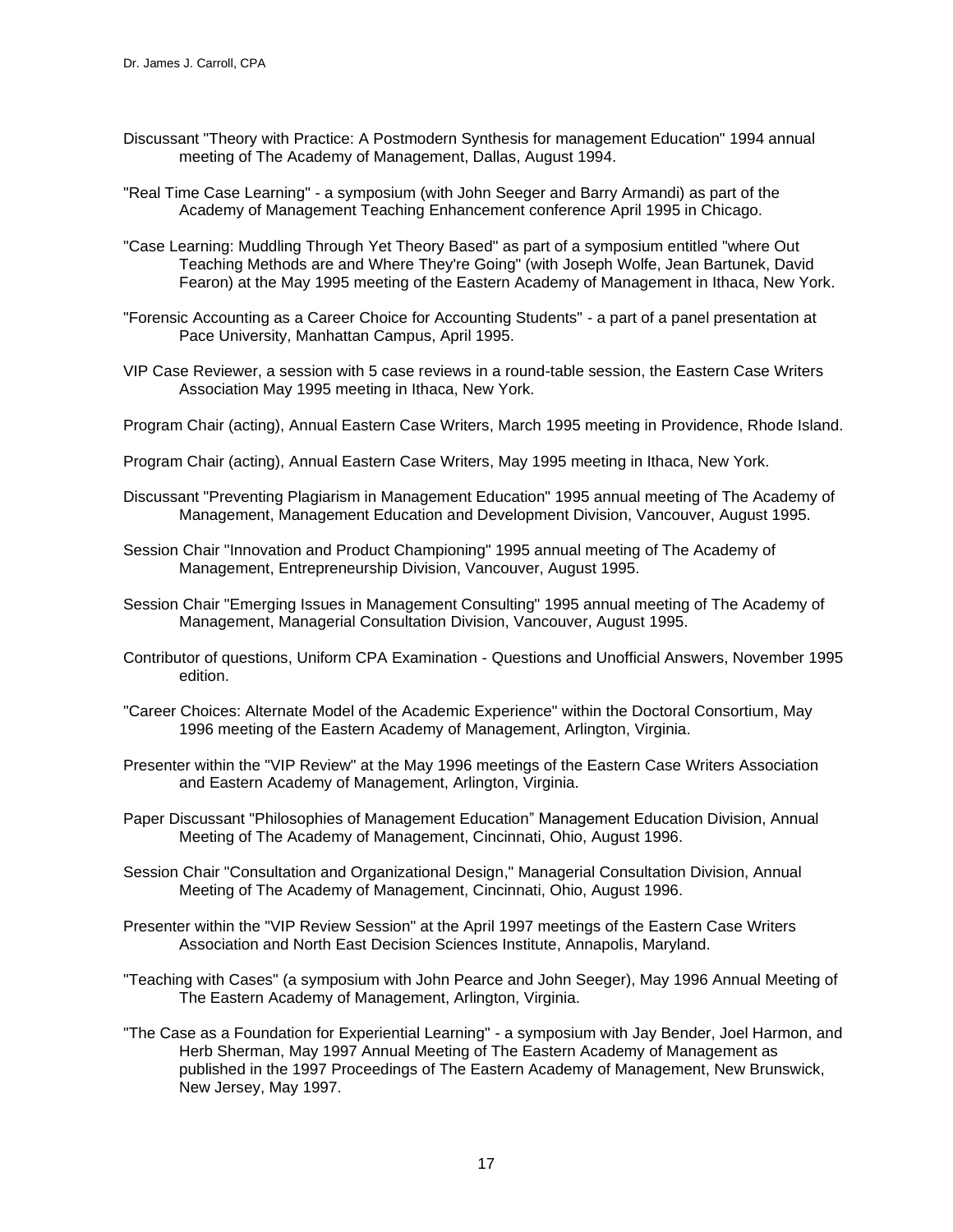Discussant "Theory with Practice: A Postmodern Synthesis for management Education" 1994 annual meeting of The Academy of Management, Dallas, August 1994.

"Real Time Case Learning" - a symposium (with John Seeger and Barry Armandi) as part of the Academy of Management Teaching Enhancement conference April 1995 in Chicago.

"Case Learning: Muddling Through Yet Theory Based" as part of a symposium entitled "where Out Teaching Methods are and Where They're Going" (with Joseph Wolfe, Jean Bartunek, David Fearon) at the May 1995 meeting of the Eastern Academy of Management in Ithaca, New York.

"Forensic Accounting as a Career Choice for Accounting Students" - a part of a panel presentation at Pace University, Manhattan Campus, April 1995.

VIP Case Reviewer, a session with 5 case reviews in a round-table session, the Eastern Case Writers Association May 1995 meeting in Ithaca, New York.

Program Chair (acting), Annual Eastern Case Writers, March 1995 meeting in Providence, Rhode Island.

Program Chair (acting), Annual Eastern Case Writers, May 1995 meeting in Ithaca, New York.

Discussant "Preventing Plagiarism in Management Education" 1995 annual meeting of The Academy of Management, Management Education and Development Division, Vancouver, August 1995.

Session Chair "Innovation and Product Championing" 1995 annual meeting of The Academy of Management, Entrepreneurship Division, Vancouver, August 1995.

Session Chair "Emerging Issues in Management Consulting" 1995 annual meeting of The Academy of Management, Managerial Consultation Division, Vancouver, August 1995.

Contributor of questions, Uniform CPA Examination - Questions and Unofficial Answers, November 1995 edition.

"Career Choices: Alternate Model of the Academic Experience" within the Doctoral Consortium, May 1996 meeting of the Eastern Academy of Management, Arlington, Virginia.

Presenter within the "VIP Review" at the May 1996 meetings of the Eastern Case Writers Association and Eastern Academy of Management, Arlington, Virginia.

Paper Discussant "Philosophies of Management Education" Management Education Division, Annual Meeting of The Academy of Management, Cincinnati, Ohio, August 1996.

Session Chair "Consultation and Organizational Design," Managerial Consultation Division, Annual Meeting of The Academy of Management, Cincinnati, Ohio, August 1996.

Presenter within the "VIP Review Session" at the April 1997 meetings of the Eastern Case Writers Association and North East Decision Sciences Institute, Annapolis, Maryland.

"Teaching with Cases" (a symposium with John Pearce and John Seeger), May 1996 Annual Meeting of The Eastern Academy of Management, Arlington, Virginia.

"The Case as a Foundation for Experiential Learning" - a symposium with Jay Bender, Joel Harmon, and Herb Sherman, May 1997 Annual Meeting of The Eastern Academy of Management as published in the 1997 Proceedings of The Eastern Academy of Management, New Brunswick, New Jersey, May 1997.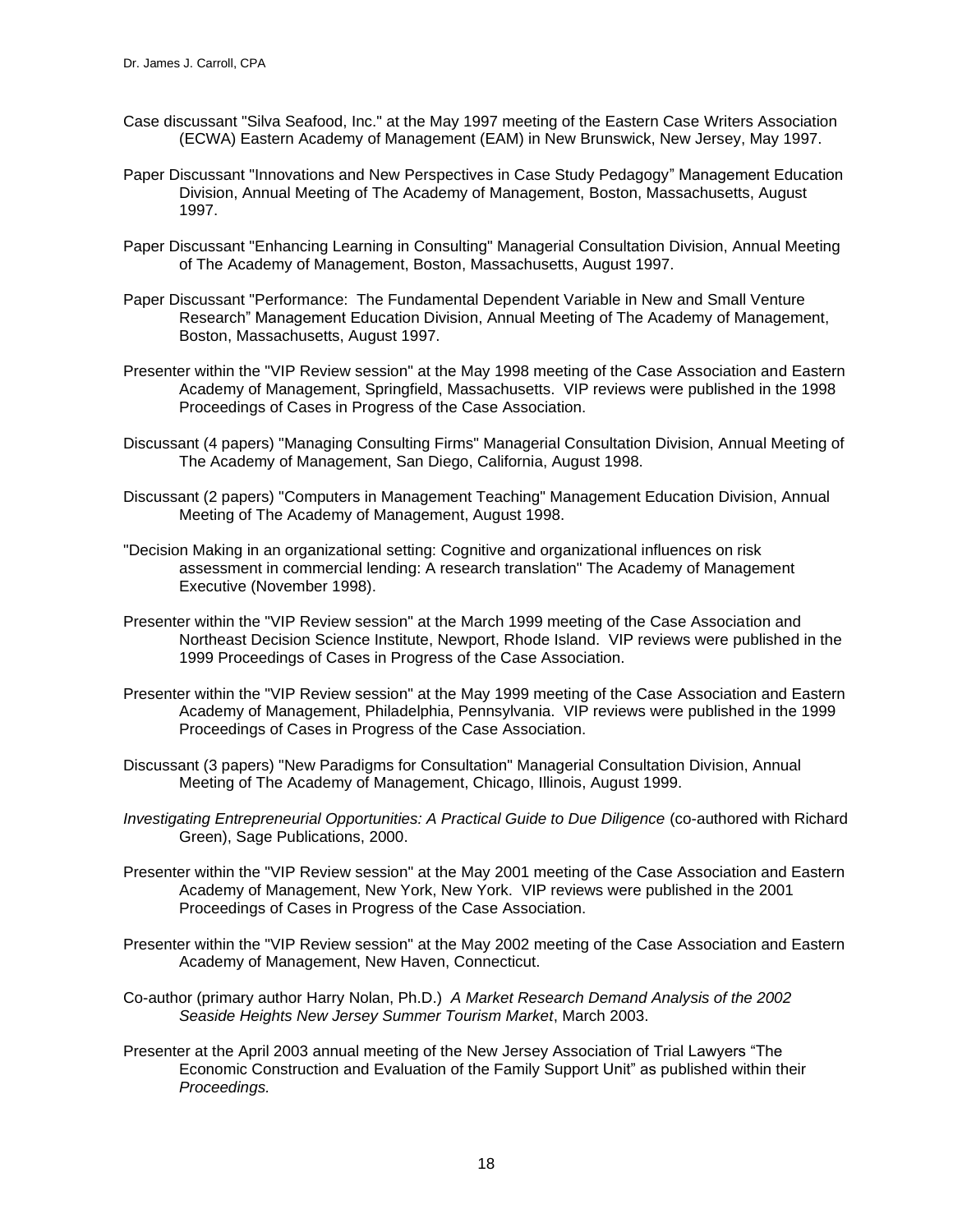Case discussant "Silva Seafood, Inc." at the May 1997 meeting of the Eastern Case Writers Association (ECWA) Eastern Academy of Management (EAM) in New Brunswick, New Jersey, May 1997.

Paper Discussant "Innovations and New Perspectives in Case Study Pedagogy" Management Education Division, Annual Meeting of The Academy of Management, Boston, Massachusetts, August 1997.

Paper Discussant "Enhancing Learning in Consulting" Managerial Consultation Division, Annual Meeting of The Academy of Management, Boston, Massachusetts, August 1997.

Paper Discussant "Performance: The Fundamental Dependent Variable in New and Small Venture Research" Management Education Division, Annual Meeting of The Academy of Management, Boston, Massachusetts, August 1997.

Presenter within the "VIP Review session" at the May 1998 meeting of the Case Association and Eastern Academy of Management, Springfield, Massachusetts. VIP reviews were published in the 1998 Proceedings of Cases in Progress of the Case Association.

Discussant (4 papers) "Managing Consulting Firms" Managerial Consultation Division, Annual Meeting of The Academy of Management, San Diego, California, August 1998.

Discussant (2 papers) "Computers in Management Teaching" Management Education Division, Annual Meeting of The Academy of Management, August 1998.

"Decision Making in an organizational setting: Cognitive and organizational influences on risk assessment in commercial lending: A research translation" The Academy of Management Executive (November 1998).

Presenter within the "VIP Review session" at the March 1999 meeting of the Case Association and Northeast Decision Science Institute, Newport, Rhode Island. VIP reviews were published in the 1999 Proceedings of Cases in Progress of the Case Association.

Presenter within the "VIP Review session" at the May 1999 meeting of the Case Association and Eastern Academy of Management, Philadelphia, Pennsylvania. VIP reviews were published in the 1999 Proceedings of Cases in Progress of the Case Association.

Discussant (3 papers) "New Paradigms for Consultation" Managerial Consultation Division, Annual Meeting of The Academy of Management, Chicago, Illinois, August 1999.

*Investigating Entrepreneurial Opportunities: A Practical Guide to Due Diligence* (co-authored with Richard Green), Sage Publications, 2000.

Presenter within the "VIP Review session" at the May 2001 meeting of the Case Association and Eastern Academy of Management, New York, New York. VIP reviews were published in the 2001 Proceedings of Cases in Progress of the Case Association.

Presenter within the "VIP Review session" at the May 2002 meeting of the Case Association and Eastern Academy of Management, New Haven, Connecticut.

Co-author (primary author Harry Nolan, Ph.D.) *A Market Research Demand Analysis of the 2002 Seaside Heights New Jersey Summer Tourism Market*, March 2003.

Presenter at the April 2003 annual meeting of the New Jersey Association of Trial Lawyers "The Economic Construction and Evaluation of the Family Support Unit" as published within their *Proceedings.*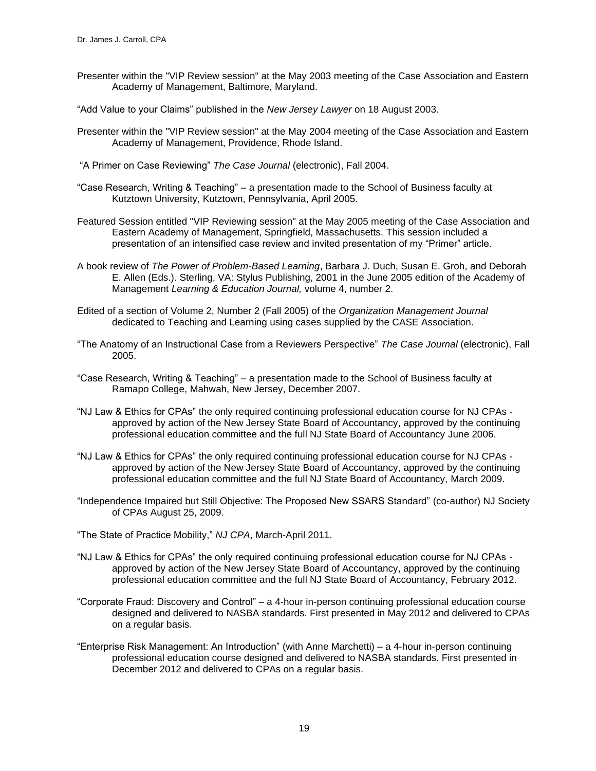Presenter within the "VIP Review session" at the May 2003 meeting of the Case Association and Eastern Academy of Management, Baltimore, Maryland.

“Add Value to your Claims” published in the *New Jersey Lawyer* on 18 August 2003.

Presenter within the "VIP Review session" at the May 2004 meeting of the Case Association and Eastern Academy of Management, Providence, Rhode Island.

“A Primer on Case Reviewing” *The Case Journal* (electronic), Fall 2004.

“Case Research, Writing & Teaching” – a presentation made to the School of Business faculty at Kutztown University, Kutztown, Pennsylvania, April 2005.

Featured Session entitled "VIP Reviewing session" at the May 2005 meeting of the Case Association and Eastern Academy of Management, Springfield, Massachusetts. This session included a presentation of an intensified case review and invited presentation of my “Primer” article.

A book review of *The Power of Problem-Based Learning*, Barbara J. Duch, Susan E. Groh, and Deborah E. Allen (Eds.). Sterling, VA: Stylus Publishing, 2001 in the June 2005 edition of the Academy of Management *Learning & Education Journal,* volume 4, number 2.

Edited of a section of Volume 2, Number 2 (Fall 2005) of the *Organization Management Journal* dedicated to Teaching and Learning using cases supplied by the CASE Association.

“The Anatomy of an Instructional Case from a Reviewers Perspective” *The Case Journal* (electronic), Fall 2005.

“Case Research, Writing & Teaching” – a presentation made to the School of Business faculty at Ramapo College, Mahwah, New Jersey, December 2007.

“NJ Law & Ethics for CPAs” the only required continuing professional education course for NJ CPAs - approved by action of the New Jersey State Board of Accountancy, approved by the continuing professional education committee and the full NJ State Board of Accountancy June 2006.

“NJ Law & Ethics for CPAs” the only required continuing professional education course for NJ CPAs - approved by action of the New Jersey State Board of Accountancy, approved by the continuing professional education committee and the full NJ State Board of Accountancy, March 2009.

“Independence Impaired but Still Objective: The Proposed New SSARS Standard” (co-author) NJ Society of CPAs August 25, 2009.

“The State of Practice Mobility,” *NJ CPA*, March-April 2011.

“NJ Law & Ethics for CPAs” the only required continuing professional education course for NJ CPAs - approved by action of the New Jersey State Board of Accountancy, approved by the continuing professional education committee and the full NJ State Board of Accountancy, February 2012.

“Corporate Fraud: Discovery and Control” – a 4-hour in-person continuing professional education course designed and delivered to NASBA standards. First presented in May 2012 and delivered to CPAs on a regular basis.

“Enterprise Risk Management: An Introduction” (with Anne Marchetti) – a 4-hour in-person continuing professional education course designed and delivered to NASBA standards. First presented in December 2012 and delivered to CPAs on a regular basis.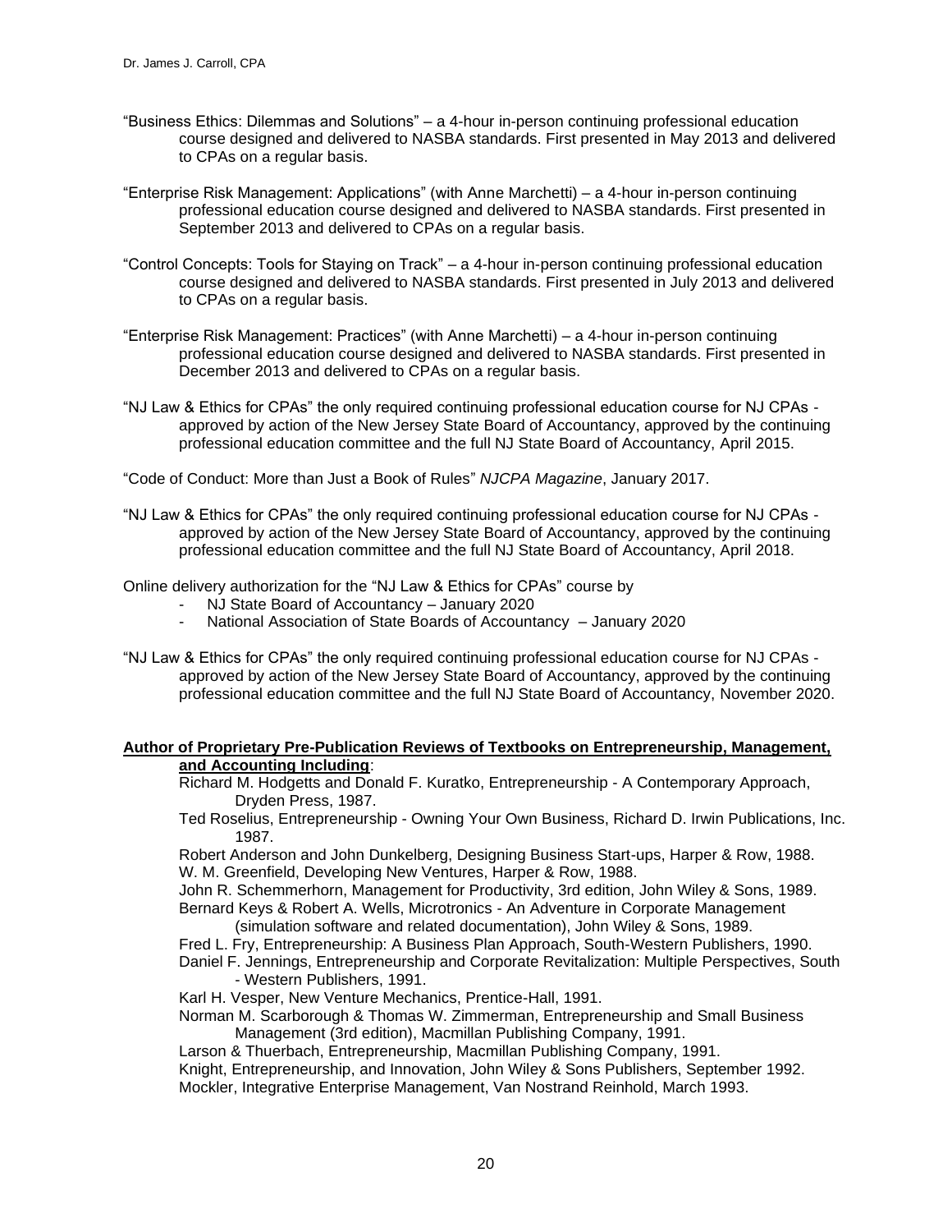"Business Ethics: Dilemmas and Solutions" – a 4-hour in-person continuing professional education course designed and delivered to NASBA standards. First presented in May 2013 and delivered to CPAs on a regular basis.

"Enterprise Risk Management: Applications" (with Anne Marchetti) – a 4-hour in-person continuing professional education course designed and delivered to NASBA standards. First presented in September 2013 and delivered to CPAs on a regular basis.

"Control Concepts: Tools for Staying on Track" – a 4-hour in-person continuing professional education course designed and delivered to NASBA standards. First presented in July 2013 and delivered to CPAs on a regular basis.

"Enterprise Risk Management: Practices" (with Anne Marchetti) – a 4-hour in-person continuing professional education course designed and delivered to NASBA standards. First presented in December 2013 and delivered to CPAs on a regular basis.

"NJ Law & Ethics for CPAs" the only required continuing professional education course for NJ CPAs - approved by action of the New Jersey State Board of Accountancy, approved by the continuing professional education committee and the full NJ State Board of Accountancy, April 2015.

"Code of Conduct: More than Just a Book of Rules" *NJCPA Magazine*, January 2017.

"NJ Law & Ethics for CPAs" the only required continuing professional education course for NJ CPAs - approved by action of the New Jersey State Board of Accountancy, approved by the continuing professional education committee and the full NJ State Board of Accountancy, April 2018.

Online delivery authorization for the "NJ Law & Ethics for CPAs" course by

- NJ State Board of Accountancy – January 2020
- National Association of State Boards of Accountancy – January 2020

"NJ Law & Ethics for CPAs" the only required continuing professional education course for NJ CPAs - approved by action of the New Jersey State Board of Accountancy, approved by the continuing professional education committee and the full NJ State Board of Accountancy, November 2020.

**Author of Proprietary Pre-Publication Reviews of Textbooks on Entrepreneurship, Management, and Accounting Including**:

Richard M. Hodgetts and Donald F. Kuratko, Entrepreneurship - A Contemporary Approach, Dryden Press, 1987.

Ted Roselius, Entrepreneurship - Owning Your Own Business, Richard D. Irwin Publications, Inc. 1987.

Robert Anderson and John Dunkelberg, Designing Business Start-ups, Harper & Row, 1988.

W. M. Greenfield, Developing New Ventures, Harper & Row, 1988.

John R. Schemmerhorn, Management for Productivity, 3rd edition, John Wiley & Sons, 1989.

Bernard Keys & Robert A. Wells, Microtronics - An Adventure in Corporate Management (simulation software and related documentation), John Wiley & Sons, 1989.

Fred L. Fry, Entrepreneurship: A Business Plan Approach, South-Western Publishers, 1990.

Daniel F. Jennings, Entrepreneurship and Corporate Revitalization: Multiple Perspectives, South - Western Publishers, 1991.

Karl H. Vesper, New Venture Mechanics, Prentice-Hall, 1991.

Norman M. Scarborough & Thomas W. Zimmerman, Entrepreneurship and Small Business Management (3rd edition), Macmillan Publishing Company, 1991.

Larson & Thuerbach, Entrepreneurship, Macmillan Publishing Company, 1991.

Knight, Entrepreneurship, and Innovation, John Wiley & Sons Publishers, September 1992.

Mockler, Integrative Enterprise Management, Van Nostrand Reinhold, March 1993.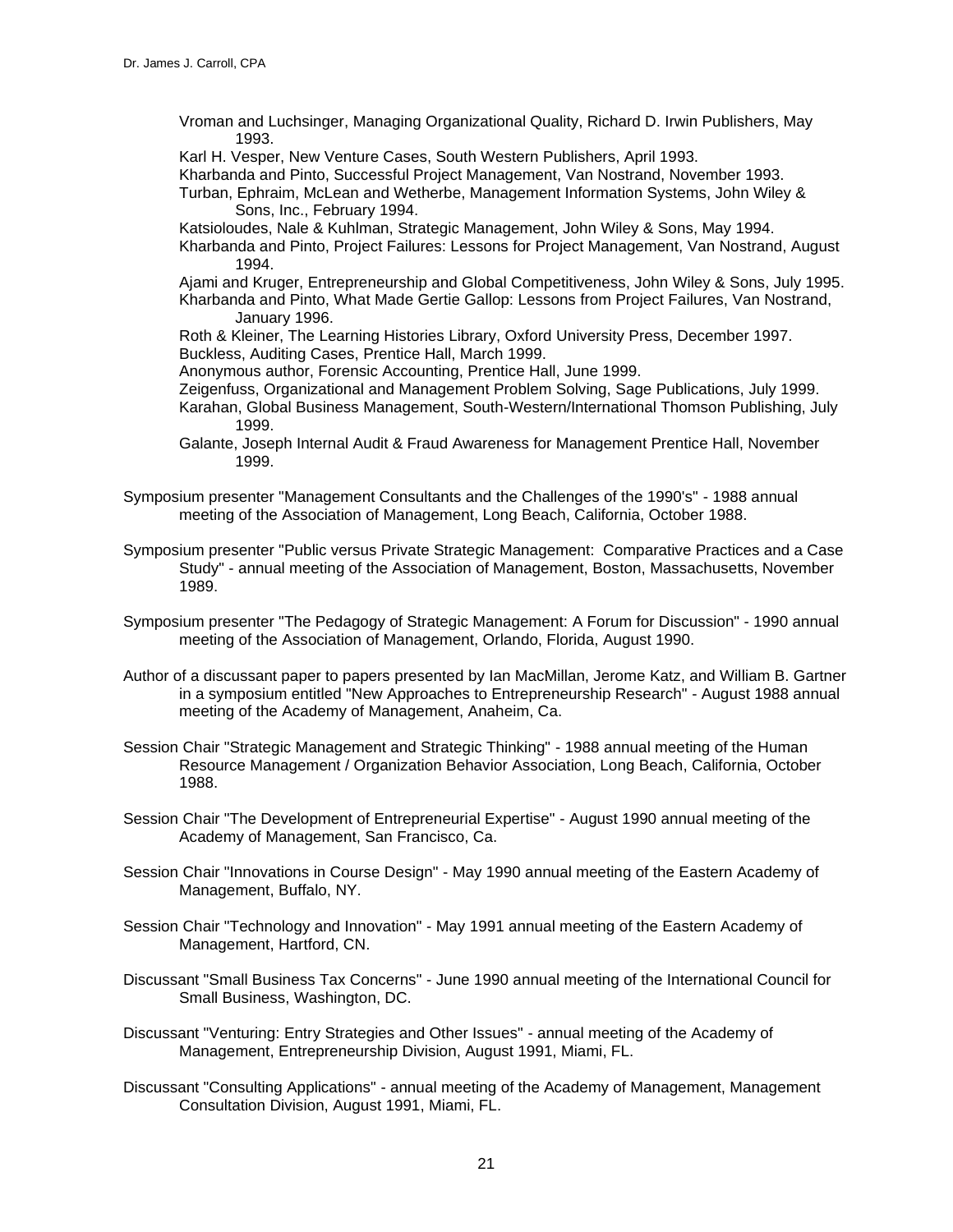Vroman and Luchsinger, Managing Organizational Quality, Richard D. Irwin Publishers, May 1993.
Karl H. Vesper, New Venture Cases, South Western Publishers, April 1993.
Kharbanda and Pinto, Successful Project Management, Van Nostrand, November 1993.
Turban, Ephraim, McLean and Wetherbe, Management Information Systems, John Wiley & Sons, Inc., February 1994.
Katsioloudes, Nale & Kuhlman, Strategic Management, John Wiley & Sons, May 1994.
Kharbanda and Pinto, Project Failures: Lessons for Project Management, Van Nostrand, August 1994.
Ajami and Kruger, Entrepreneurship and Global Competitiveness, John Wiley & Sons, July 1995.
Kharbanda and Pinto, What Made Gertie Gallop: Lessons from Project Failures, Van Nostrand, January 1996.
Roth & Kleiner, The Learning Histories Library, Oxford University Press, December 1997.
Buckless, Auditing Cases, Prentice Hall, March 1999.
Anonymous author, Forensic Accounting, Prentice Hall, June 1999.
Zeigenfuss, Organizational and Management Problem Solving, Sage Publications, July 1999.
Karahan, Global Business Management, South-Western/International Thomson Publishing, July 1999.
Galante, Joseph Internal Audit & Fraud Awareness for Management Prentice Hall, November 1999.

Symposium presenter "Management Consultants and the Challenges of the 1990's" - 1988 annual meeting of the Association of Management, Long Beach, California, October 1988.

Symposium presenter "Public versus Private Strategic Management: Comparative Practices and a Case Study" - annual meeting of the Association of Management, Boston, Massachusetts, November 1989.

Symposium presenter "The Pedagogy of Strategic Management: A Forum for Discussion" - 1990 annual meeting of the Association of Management, Orlando, Florida, August 1990.

Author of a discussant paper to papers presented by Ian MacMillan, Jerome Katz, and William B. Gartner in a symposium entitled "New Approaches to Entrepreneurship Research" - August 1988 annual meeting of the Academy of Management, Anaheim, Ca.

Session Chair "Strategic Management and Strategic Thinking" - 1988 annual meeting of the Human Resource Management / Organization Behavior Association, Long Beach, California, October 1988.

Session Chair "The Development of Entrepreneurial Expertise" - August 1990 annual meeting of the Academy of Management, San Francisco, Ca.

Session Chair "Innovations in Course Design" - May 1990 annual meeting of the Eastern Academy of Management, Buffalo, NY.

Session Chair "Technology and Innovation" - May 1991 annual meeting of the Eastern Academy of Management, Hartford, CN.

Discussant "Small Business Tax Concerns" - June 1990 annual meeting of the International Council for Small Business, Washington, DC.

Discussant "Venturing: Entry Strategies and Other Issues" - annual meeting of the Academy of Management, Entrepreneurship Division, August 1991, Miami, FL.

Discussant "Consulting Applications" - annual meeting of the Academy of Management, Management Consultation Division, August 1991, Miami, FL.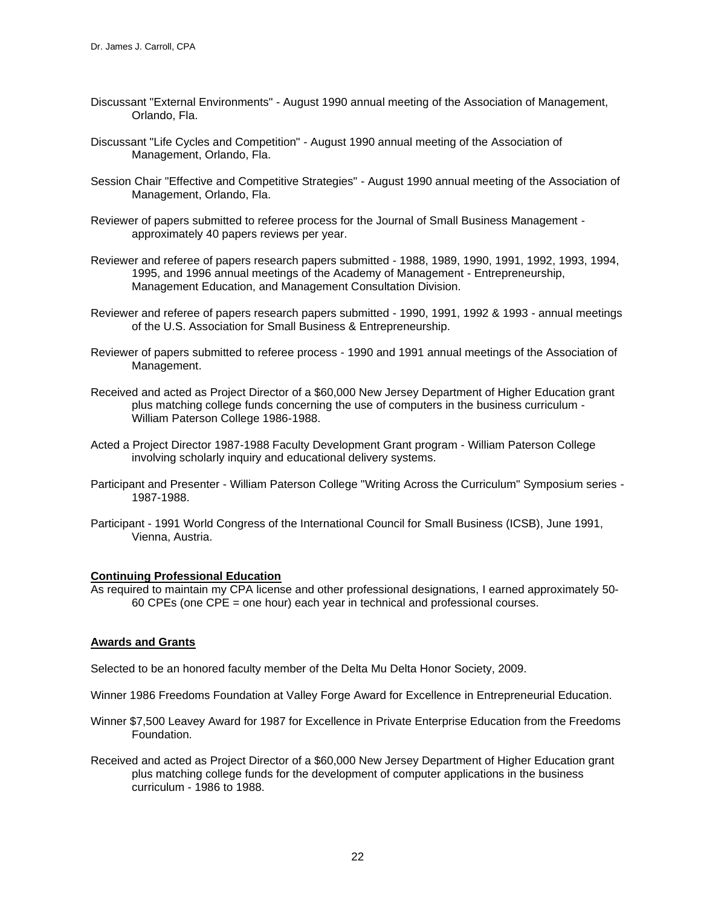Discussant "External Environments" - August 1990 annual meeting of the Association of Management, Orlando, Fla.

Discussant "Life Cycles and Competition" - August 1990 annual meeting of the Association of Management, Orlando, Fla.

Session Chair "Effective and Competitive Strategies" - August 1990 annual meeting of the Association of Management, Orlando, Fla.

Reviewer of papers submitted to referee process for the Journal of Small Business Management - approximately 40 papers reviews per year.

Reviewer and referee of papers research papers submitted - 1988, 1989, 1990, 1991, 1992, 1993, 1994, 1995, and 1996 annual meetings of the Academy of Management - Entrepreneurship, Management Education, and Management Consultation Division.

Reviewer and referee of papers research papers submitted - 1990, 1991, 1992 & 1993 - annual meetings of the U.S. Association for Small Business & Entrepreneurship.

Reviewer of papers submitted to referee process - 1990 and 1991 annual meetings of the Association of Management.

Received and acted as Project Director of a $60,000 New Jersey Department of Higher Education grant plus matching college funds concerning the use of computers in the business curriculum - William Paterson College 1986-1988.

Acted a Project Director 1987-1988 Faculty Development Grant program - William Paterson College involving scholarly inquiry and educational delivery systems.

Participant and Presenter - William Paterson College "Writing Across the Curriculum" Symposium series - 1987-1988.

Participant - 1991 World Congress of the International Council for Small Business (ICSB), June 1991, Vienna, Austria.

**Continuing Professional Education**

As required to maintain my CPA license and other professional designations, I earned approximately 50-60 CPEs (one CPE = one hour) each year in technical and professional courses.

**Awards and Grants**

Selected to be an honored faculty member of the Delta Mu Delta Honor Society, 2009.

Winner 1986 Freedoms Foundation at Valley Forge Award for Excellence in Entrepreneurial Education.

Winner $7,500 Leavey Award for 1987 for Excellence in Private Enterprise Education from the Freedoms Foundation.

Received and acted as Project Director of a $60,000 New Jersey Department of Higher Education grant plus matching college funds for the development of computer applications in the business curriculum - 1986 to 1988.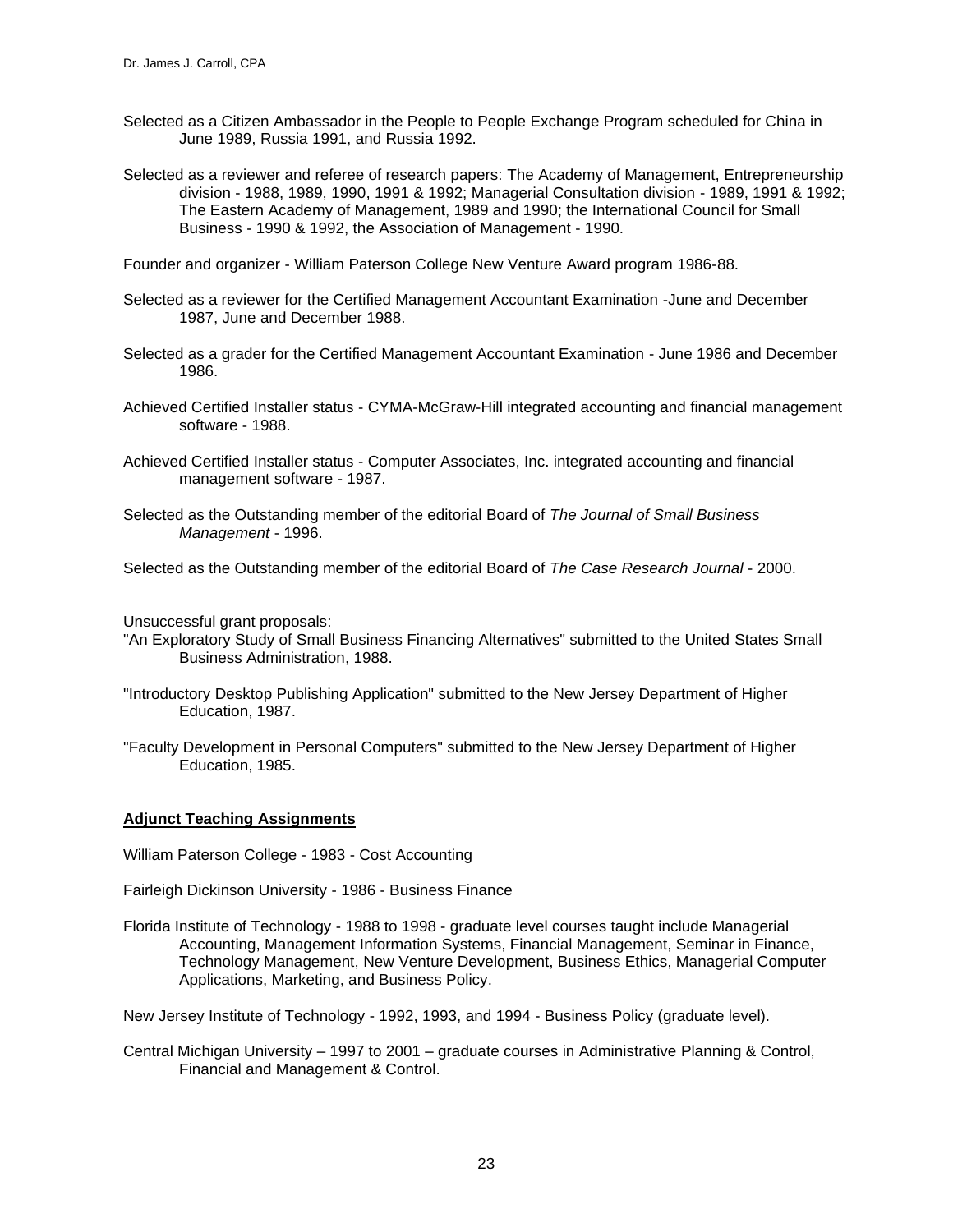Selected as a Citizen Ambassador in the People to People Exchange Program scheduled for China in June 1989, Russia 1991, and Russia 1992.

Selected as a reviewer and referee of research papers: The Academy of Management, Entrepreneurship division - 1988, 1989, 1990, 1991 & 1992; Managerial Consultation division - 1989, 1991 & 1992; The Eastern Academy of Management, 1989 and 1990; the International Council for Small Business - 1990 & 1992, the Association of Management - 1990.

Founder and organizer - William Paterson College New Venture Award program 1986-88.

Selected as a reviewer for the Certified Management Accountant Examination -June and December 1987, June and December 1988.

Selected as a grader for the Certified Management Accountant Examination - June 1986 and December 1986.

Achieved Certified Installer status - CYMA-McGraw-Hill integrated accounting and financial management software - 1988.

Achieved Certified Installer status - Computer Associates, Inc. integrated accounting and financial management software - 1987.

Selected as the Outstanding member of the editorial Board of *The Journal of Small Business Management* - 1996.

Selected as the Outstanding member of the editorial Board of *The Case Research Journal* - 2000.

Unsuccessful grant proposals:

"An Exploratory Study of Small Business Financing Alternatives" submitted to the United States Small Business Administration, 1988.

"Introductory Desktop Publishing Application" submitted to the New Jersey Department of Higher Education, 1987.

"Faculty Development in Personal Computers" submitted to the New Jersey Department of Higher Education, 1985.

## Adjunct Teaching Assignments

William Paterson College - 1983 - Cost Accounting

Fairleigh Dickinson University - 1986 - Business Finance

Florida Institute of Technology - 1988 to 1998 - graduate level courses taught include Managerial Accounting, Management Information Systems, Financial Management, Seminar in Finance, Technology Management, New Venture Development, Business Ethics, Managerial Computer Applications, Marketing, and Business Policy.

New Jersey Institute of Technology - 1992, 1993, and 1994 - Business Policy (graduate level).

Central Michigan University – 1997 to 2001 – graduate courses in Administrative Planning & Control, Financial and Management & Control.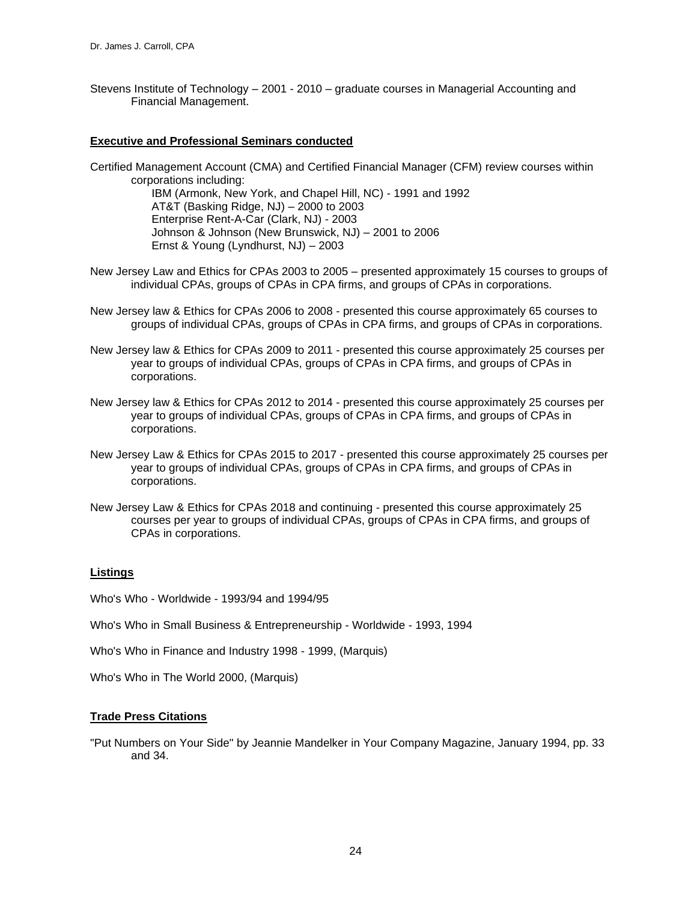Stevens Institute of Technology – 2001 - 2010 – graduate courses in Managerial Accounting and Financial Management.

## Executive and Professional Seminars conducted

Certified Management Account (CMA) and Certified Financial Manager (CFM) review courses within corporations including:

- IBM (Armonk, New York, and Chapel Hill, NC) - 1991 and 1992
- AT&T (Basking Ridge, NJ) – 2000 to 2003
- Enterprise Rent-A-Car (Clark, NJ) - 2003
- Johnson & Johnson (New Brunswick, NJ) – 2001 to 2006
- Ernst & Young (Lyndhurst, NJ) – 2003

New Jersey Law and Ethics for CPAs 2003 to 2005 – presented approximately 15 courses to groups of individual CPAs, groups of CPAs in CPA firms, and groups of CPAs in corporations.

New Jersey law & Ethics for CPAs 2006 to 2008 - presented this course approximately 65 courses to groups of individual CPAs, groups of CPAs in CPA firms, and groups of CPAs in corporations.

New Jersey law & Ethics for CPAs 2009 to 2011 - presented this course approximately 25 courses per year to groups of individual CPAs, groups of CPAs in CPA firms, and groups of CPAs in corporations.

New Jersey law & Ethics for CPAs 2012 to 2014 - presented this course approximately 25 courses per year to groups of individual CPAs, groups of CPAs in CPA firms, and groups of CPAs in corporations.

New Jersey Law & Ethics for CPAs 2015 to 2017 - presented this course approximately 25 courses per year to groups of individual CPAs, groups of CPAs in CPA firms, and groups of CPAs in corporations.

New Jersey Law & Ethics for CPAs 2018 and continuing - presented this course approximately 25 courses per year to groups of individual CPAs, groups of CPAs in CPA firms, and groups of CPAs in corporations.

## Listings

Who's Who - Worldwide - 1993/94 and 1994/95

Who's Who in Small Business & Entrepreneurship - Worldwide - 1993, 1994

Who's Who in Finance and Industry 1998 - 1999, (Marquis)

Who's Who in The World 2000, (Marquis)

## Trade Press Citations

"Put Numbers on Your Side" by Jeannie Mandelker in Your Company Magazine, January 1994, pp. 33 and 34.